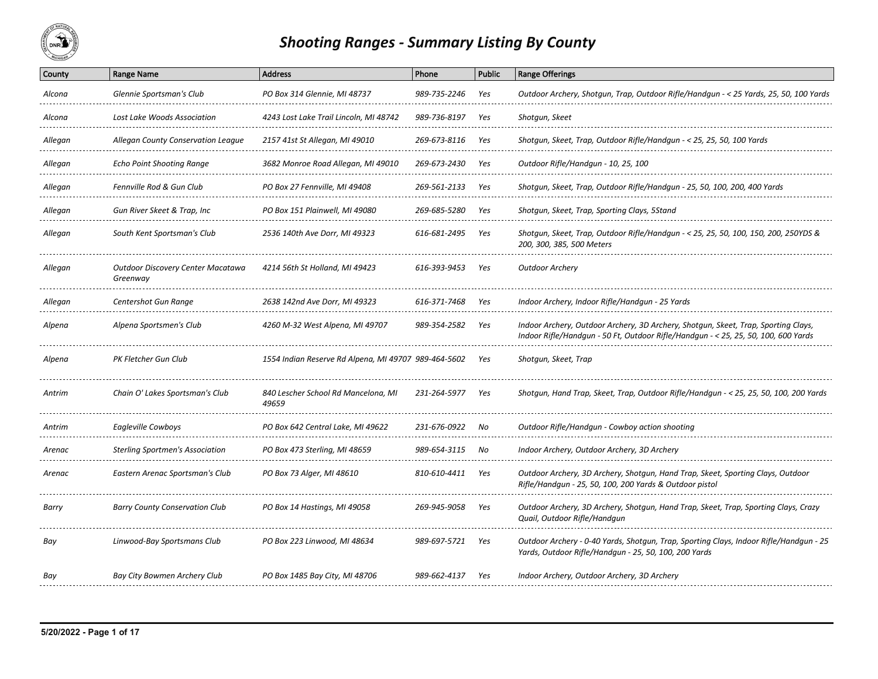# Shooting Ranges - Summary Listing By County

| County | Range Name | Address | Phone | Public | Range Offerings |
|---|---|---|---|---|---|
| Alcona | Glennie Sportsman's Club | PO Box 314 Glennie, MI 48737 | 989-735-2246 | Yes | Outdoor Archery, Shotgun, Trap, Outdoor Rifle/Handgun - < 25 Yards, 25, 50, 100 Yards |
| Alcona | Lost Lake Woods Association | 4243 Lost Lake Trail Lincoln, MI 48742 | 989-736-8197 | Yes | Shotgun, Skeet |
| Allegan | Allegan County Conservation League | 2157 41st St Allegan, MI 49010 | 269-673-8116 | Yes | Shotgun, Skeet, Trap, Outdoor Rifle/Handgun - < 25, 25, 50, 100 Yards |
| Allegan | Echo Point Shooting Range | 3682 Monroe Road Allegan, MI 49010 | 269-673-2430 | Yes | Outdoor Rifle/Handgun - 10, 25, 100 |
| Allegan | Fennville Rod & Gun Club | PO Box 27 Fennville, MI 49408 | 269-561-2133 | Yes | Shotgun, Skeet, Trap, Outdoor Rifle/Handgun - 25, 50, 100, 200, 400 Yards |
| Allegan | Gun River Skeet & Trap, Inc | PO Box 151 Plainwell, MI 49080 | 269-685-5280 | Yes | Shotgun, Skeet, Trap, Sporting Clays, 5Stand |
| Allegan | South Kent Sportsman's Club | 2536 140th Ave Dorr, MI 49323 | 616-681-2495 | Yes | Shotgun, Skeet, Trap, Outdoor Rifle/Handgun - < 25, 25, 50, 100, 150, 200, 250YDS & 200, 300, 385, 500 Meters |
| Allegan | Outdoor Discovery Center Macatawa Greenway | 4214 56th St Holland, MI 49423 | 616-393-9453 | Yes | Outdoor Archery |
| Allegan | Centershot Gun Range | 2638 142nd Ave Dorr, MI 49323 | 616-371-7468 | Yes | Indoor Archery, Indoor Rifle/Handgun - 25 Yards |
| Alpena | Alpena Sportsmen's Club | 4260 M-32 West Alpena, MI 49707 | 989-354-2582 | Yes | Indoor Archery, Outdoor Archery, 3D Archery, Shotgun, Skeet, Trap, Sporting Clays, Indoor Rifle/Handgun - 50 Ft, Outdoor Rifle/Handgun - < 25, 25, 50, 100, 600 Yards |
| Alpena | PK Fletcher Gun Club | 1554 Indian Reserve Rd Alpena, MI 49707 | 989-464-5602 | Yes | Shotgun, Skeet, Trap |
| Antrim | Chain O' Lakes Sportsman's Club | 840 Lescher School Rd Mancelona, MI 49659 | 231-264-5977 | Yes | Shotgun, Hand Trap, Skeet, Trap, Outdoor Rifle/Handgun - < 25, 25, 50, 100, 200 Yards |
| Antrim | Eagleville Cowboys | PO Box 642 Central Lake, MI 49622 | 231-676-0922 | No | Outdoor Rifle/Handgun - Cowboy action shooting |
| Arenac | Sterling Sportmen's Association | PO Box 473 Sterling, MI 48659 | 989-654-3115 | No | Indoor Archery, Outdoor Archery, 3D Archery |
| Arenac | Eastern Arenac Sportsman's Club | PO Box 73 Alger, MI 48610 | 810-610-4411 | Yes | Outdoor Archery, 3D Archery, Shotgun, Hand Trap, Skeet, Sporting Clays, Outdoor Rifle/Handgun - 25, 50, 100, 200 Yards & Outdoor pistol |
| Barry | Barry County Conservation Club | PO Box 14 Hastings, MI 49058 | 269-945-9058 | Yes | Outdoor Archery, 3D Archery, Shotgun, Hand Trap, Skeet, Trap, Sporting Clays, Crazy Quail, Outdoor Rifle/Handgun |
| Bay | Linwood-Bay Sportsmans Club | PO Box 223 Linwood, MI 48634 | 989-697-5721 | Yes | Outdoor Archery - 0-40 Yards, Shotgun, Trap, Sporting Clays, Indoor Rifle/Handgun - 25 Yards, Outdoor Rifle/Handgun - 25, 50, 100, 200 Yards |
| Bay | Bay City Bowmen Archery Club | PO Box 1485 Bay City, MI 48706 | 989-662-4137 | Yes | Indoor Archery, Outdoor Archery, 3D Archery |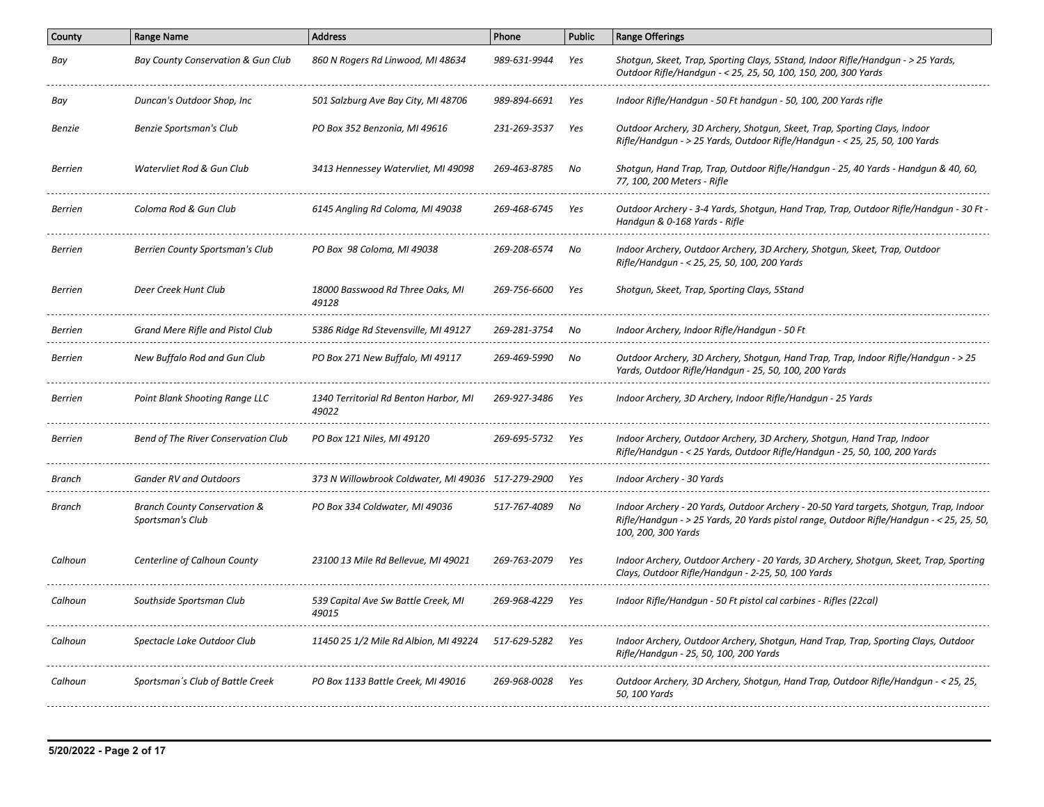| County | Range Name | Address | Phone | Public | Range Offerings |
|---|---|---|---|---|---|
| *Bay* | *Bay County Conservation & Gun Club* | *860 N Rogers Rd Linwood, MI 48634* | *989-631-9944* | *Yes* | *Shotgun, Skeet, Trap, Sporting Clays, 5Stand, Indoor Rifle/Handgun - > 25 Yards, Outdoor Rifle/Handgun - < 25, 25, 50, 100, 150, 200, 300 Yards* |
| *Bay* | *Duncan's Outdoor Shop, Inc* | *501 Salzburg Ave Bay City, MI 48706* | *989-894-6691* | *Yes* | *Indoor Rifle/Handgun - 50 Ft handgun - 50, 100, 200 Yards rifle* |
| *Benzie* | *Benzie Sportsman's Club* | *PO Box 352 Benzonia, MI 49616* | *231-269-3537* | *Yes* | *Outdoor Archery, 3D Archery, Shotgun, Skeet, Trap, Sporting Clays, Indoor Rifle/Handgun - > 25 Yards, Outdoor Rifle/Handgun - < 25, 25, 50, 100 Yards* |
| *Berrien* | *Watervliet Rod & Gun Club* | *3413 Hennessey Watervliet, MI 49098* | *269-463-8785* | *No* | *Shotgun, Hand Trap, Trap, Outdoor Rifle/Handgun - 25, 40 Yards - Handgun & 40, 60, 77, 100, 200 Meters - Rifle* |
| *Berrien* | *Coloma Rod & Gun Club* | *6145 Angling Rd Coloma, MI 49038* | *269-468-6745* | *Yes* | *Outdoor Archery - 3-4 Yards, Shotgun, Hand Trap, Trap, Outdoor Rifle/Handgun - 30 Ft - Handgun & 0-168 Yards - Rifle* |
| *Berrien* | *Berrien County Sportsman's Club* | *PO Box 98 Coloma, MI 49038* | *269-208-6574* | *No* | *Indoor Archery, Outdoor Archery, 3D Archery, Shotgun, Skeet, Trap, Outdoor Rifle/Handgun - < 25, 25, 50, 100, 200 Yards* |
| *Berrien* | *Deer Creek Hunt Club* | *18000 Basswood Rd Three Oaks, MI 49128* | *269-756-6600* | *Yes* | *Shotgun, Skeet, Trap, Sporting Clays, 5Stand* |
| *Berrien* | *Grand Mere Rifle and Pistol Club* | *5386 Ridge Rd Stevensville, MI 49127* | *269-281-3754* | *No* | *Indoor Archery, Indoor Rifle/Handgun - 50 Ft* |
| *Berrien* | *New Buffalo Rod and Gun Club* | *PO Box 271 New Buffalo, MI 49117* | *269-469-5990* | *No* | *Outdoor Archery, 3D Archery, Shotgun, Hand Trap, Trap, Indoor Rifle/Handgun - > 25 Yards, Outdoor Rifle/Handgun - 25, 50, 100, 200 Yards* |
| *Berrien* | *Point Blank Shooting Range LLC* | *1340 Territorial Rd Benton Harbor, MI 49022* | *269-927-3486* | *Yes* | *Indoor Archery, 3D Archery, Indoor Rifle/Handgun - 25 Yards* |
| *Berrien* | *Bend of The River Conservation Club* | *PO Box 121 Niles, MI 49120* | *269-695-5732* | *Yes* | *Indoor Archery, Outdoor Archery, 3D Archery, Shotgun, Hand Trap, Indoor Rifle/Handgun - < 25 Yards, Outdoor Rifle/Handgun - 25, 50, 100, 200 Yards* |
| *Branch* | *Gander RV and Outdoors* | *373 N Willowbrook Coldwater, MI 49036* | *517-279-2900* | *Yes* | *Indoor Archery - 30 Yards* |
| *Branch* | *Branch County Conservation & Sportsman's Club* | *PO Box 334 Coldwater, MI 49036* | *517-767-4089* | *No* | *Indoor Archery - 20 Yards, Outdoor Archery - 20-50 Yard targets, Shotgun, Trap, Indoor Rifle/Handgun - > 25 Yards, 20 Yards pistol range, Outdoor Rifle/Handgun - < 25, 25, 50, 100, 200, 300 Yards* |
| *Calhoun* | *Centerline of Calhoun County* | *23100 13 Mile Rd Bellevue, MI 49021* | *269-763-2079* | *Yes* | *Indoor Archery, Outdoor Archery - 20 Yards, 3D Archery, Shotgun, Skeet, Trap, Sporting Clays, Outdoor Rifle/Handgun - 2-25, 50, 100 Yards* |
| *Calhoun* | *Southside Sportsman Club* | *539 Capital Ave Sw Battle Creek, MI 49015* | *269-968-4229* | *Yes* | *Indoor Rifle/Handgun - 50 Ft pistol cal carbines - Rifles (22cal)* |
| *Calhoun* | *Spectacle Lake Outdoor Club* | *11450 25 1/2 Mile Rd Albion, MI 49224* | *517-629-5282* | *Yes* | *Indoor Archery, Outdoor Archery, Shotgun, Hand Trap, Trap, Sporting Clays, Outdoor Rifle/Handgun - 25, 50, 100, 200 Yards* |
| *Calhoun* | *Sportsman´s Club of Battle Creek* | *PO Box 1133 Battle Creek, MI 49016* | *269-968-0028* | *Yes* | *Outdoor Archery, 3D Archery, Shotgun, Hand Trap, Outdoor Rifle/Handgun - < 25, 25, 50, 100 Yards* |

**5/20/2022**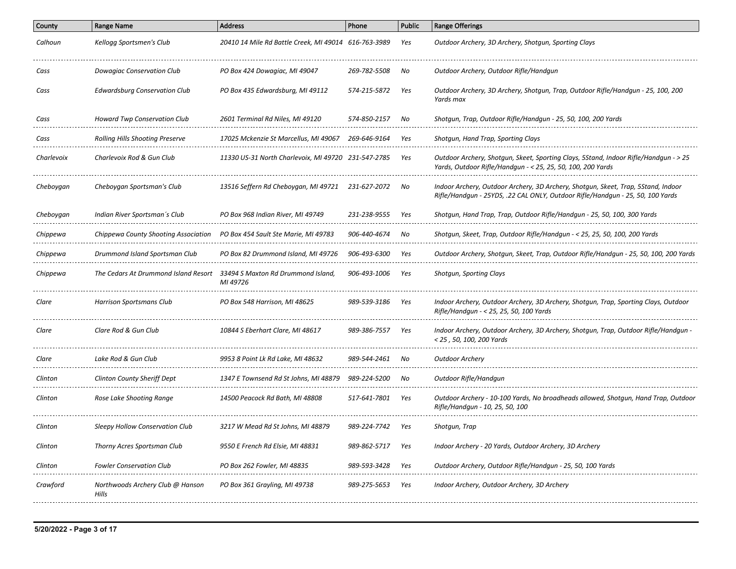| County | Range Name | Address | Phone | Public | Range Offerings |
|---|---|---|---|---|---|
| *Calhoun* | *Kellogg Sportsmen's Club* | *20410 14 Mile Rd Battle Creek, MI 49014* | *616-763-3989* | *Yes* | *Outdoor Archery, 3D Archery, Shotgun, Sporting Clays* |
| *Cass* | *Dowagiac Conservation Club* | *PO Box 424 Dowagiac, MI 49047* | *269-782-5508* | *No* | *Outdoor Archery, Outdoor Rifle/Handgun* |
| *Cass* | *Edwardsburg Conservation Club* | *PO Box 435 Edwardsburg, MI 49112* | *574-215-5872* | *Yes* | *Outdoor Archery, 3D Archery, Shotgun, Trap, Outdoor Rifle/Handgun - 25, 100, 200 Yards max* |
| *Cass* | *Howard Twp Conservation Club* | *2601 Terminal Rd Niles, MI 49120* | *574-850-2157* | *No* | *Shotgun, Trap, Outdoor Rifle/Handgun - 25, 50, 100, 200 Yards* |
| *Cass* | *Rolling Hills Shooting Preserve* | *17025 Mckenzie St Marcellus, MI 49067* | *269-646-9164* | *Yes* | *Shotgun, Hand Trap, Sporting Clays* |
| *Charlevoix* | *Charlevoix Rod & Gun Club* | *11330 US-31 North Charlevoix, MI 49720* | *231-547-2785* | *Yes* | *Outdoor Archery, Shotgun, Skeet, Sporting Clays, 5Stand, Indoor Rifle/Handgun - > 25 Yards, Outdoor Rifle/Handgun - < 25, 25, 50, 100, 200 Yards* |
| *Cheboygan* | *Cheboygan Sportsman's Club* | *13516 Seffern Rd Cheboygan, MI 49721* | *231-627-2072* | *No* | *Indoor Archery, Outdoor Archery, 3D Archery, Shotgun, Skeet, Trap, 5Stand, Indoor Rifle/Handgun - 25YDS, .22 CAL ONLY, Outdoor Rifle/Handgun - 25, 50, 100 Yards* |
| *Cheboygan* | *Indian River Sportsman´s Club* | *PO Box 968 Indian River, MI 49749* | *231-238-9555* | *Yes* | *Shotgun, Hand Trap, Trap, Outdoor Rifle/Handgun - 25, 50, 100, 300 Yards* |
| *Chippewa* | *Chippewa County Shooting Association* | *PO Box 454 Sault Ste Marie, MI 49783* | *906-440-4674* | *No* | *Shotgun, Skeet, Trap, Outdoor Rifle/Handgun - < 25, 25, 50, 100, 200 Yards* |
| *Chippewa* | *Drummond Island Sportsman Club* | *PO Box 82 Drummond Island, MI 49726* | *906-493-6300* | *Yes* | *Outdoor Archery, Shotgun, Skeet, Trap, Outdoor Rifle/Handgun - 25, 50, 100, 200 Yards* |
| *Chippewa* | *The Cedars At Drummond Island Resort* | *33494 S Maxton Rd Drummond Island, MI 49726* | *906-493-1006* | *Yes* | *Shotgun, Sporting Clays* |
| *Clare* | *Harrison Sportsmans Club* | *PO Box 548 Harrison, MI 48625* | *989-539-3186* | *Yes* | *Indoor Archery, Outdoor Archery, 3D Archery, Shotgun, Trap, Sporting Clays, Outdoor Rifle/Handgun - < 25, 25, 50, 100 Yards* |
| *Clare* | *Clare Rod & Gun Club* | *10844 S Eberhart Clare, MI 48617* | *989-386-7557* | *Yes* | *Indoor Archery, Outdoor Archery, 3D Archery, Shotgun, Trap, Outdoor Rifle/Handgun - < 25 , 50, 100, 200 Yards* |
| *Clare* | *Lake Rod & Gun Club* | *9953 8 Point Lk Rd Lake, MI 48632* | *989-544-2461* | *No* | *Outdoor Archery* |
| *Clinton* | *Clinton County Sheriff Dept* | *1347 E Townsend Rd St Johns, MI 48879* | *989-224-5200* | *No* | *Outdoor Rifle/Handgun* |
| *Clinton* | *Rose Lake Shooting Range* | *14500 Peacock Rd Bath, MI 48808* | *517-641-7801* | *Yes* | *Outdoor Archery - 10-100 Yards, No broadheads allowed, Shotgun, Hand Trap, Outdoor Rifle/Handgun - 10, 25, 50, 100* |
| *Clinton* | *Sleepy Hollow Conservation Club* | *3217 W Mead Rd St Johns, MI 48879* | *989-224-7742* | *Yes* | *Shotgun, Trap* |
| *Clinton* | *Thorny Acres Sportsman Club* | *9550 E French Rd Elsie, MI 48831* | *989-862-5717* | *Yes* | *Indoor Archery - 20 Yards, Outdoor Archery, 3D Archery* |
| *Clinton* | *Fowler Conservation Club* | *PO Box 262 Fowler, MI 48835* | *989-593-3428* | *Yes* | *Outdoor Archery, Outdoor Rifle/Handgun - 25, 50, 100 Yards* |
| *Crawford* | *Northwoods Archery Club @ Hanson Hills* | *PO Box 361 Grayling, MI 49738* | *989-275-5653* | *Yes* | *Indoor Archery, Outdoor Archery, 3D Archery* |

**5/20/2022**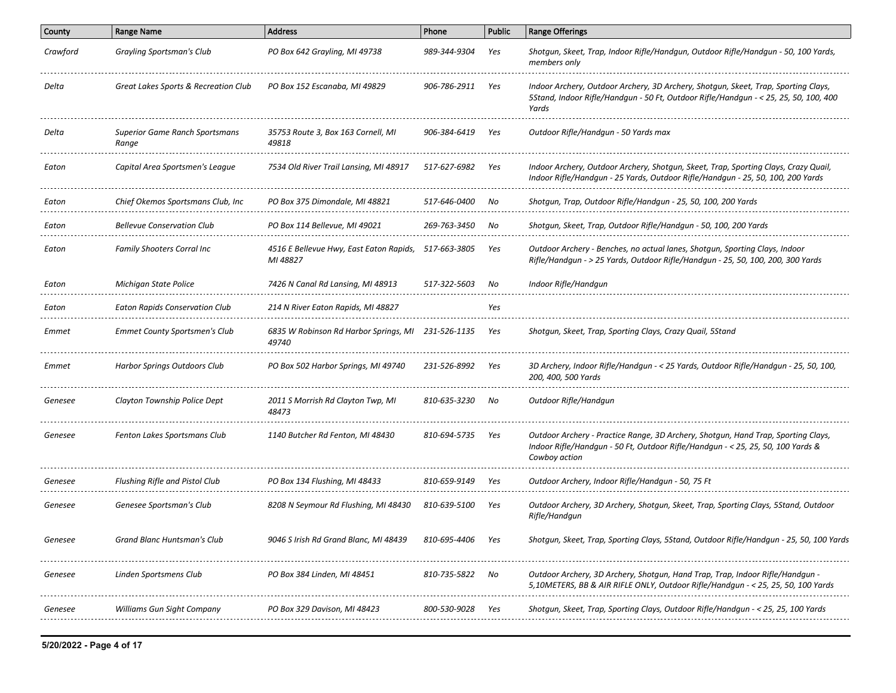| County | Range Name | Address | Phone | Public | Range Offerings |
|---|---|---|---|---|---|
| *Crawford* | *Grayling Sportsman's Club* | *PO Box 642 Grayling, MI 49738* | *989-344-9304* | *Yes* | *Shotgun, Skeet, Trap, Indoor Rifle/Handgun, Outdoor Rifle/Handgun - 50, 100 Yards, members only* |
| *Delta* | *Great Lakes Sports & Recreation Club* | *PO Box 152 Escanaba, MI 49829* | *906-786-2911* | *Yes* | *Indoor Archery, Outdoor Archery, 3D Archery, Shotgun, Skeet, Trap, Sporting Clays, 5Stand, Indoor Rifle/Handgun - 50 Ft, Outdoor Rifle/Handgun - < 25, 25, 50, 100, 400 Yards* |
| *Delta* | *Superior Game Ranch Sportsmans Range* | *35753 Route 3, Box 163 Cornell, MI 49818* | *906-384-6419* | *Yes* | *Outdoor Rifle/Handgun - 50 Yards max* |
| *Eaton* | *Capital Area Sportsmen's League* | *7534 Old River Trail Lansing, MI 48917* | *517-627-6982* | *Yes* | *Indoor Archery, Outdoor Archery, Shotgun, Skeet, Trap, Sporting Clays, Crazy Quail, Indoor Rifle/Handgun - 25 Yards, Outdoor Rifle/Handgun - 25, 50, 100, 200 Yards* |
| *Eaton* | *Chief Okemos Sportsmans Club, Inc* | *PO Box 375 Dimondale, MI 48821* | *517-646-0400* | *No* | *Shotgun, Trap, Outdoor Rifle/Handgun - 25, 50, 100, 200 Yards* |
| *Eaton* | *Bellevue Conservation Club* | *PO Box 114 Bellevue, MI 49021* | *269-763-3450* | *No* | *Shotgun, Skeet, Trap, Outdoor Rifle/Handgun - 50, 100, 200 Yards* |
| *Eaton* | *Family Shooters Corral Inc* | *4516 E Bellevue Hwy, East Eaton Rapids, MI 48827* | *517-663-3805* | *Yes* | *Outdoor Archery - Benches, no actual lanes, Shotgun, Sporting Clays, Indoor Rifle/Handgun - > 25 Yards, Outdoor Rifle/Handgun - 25, 50, 100, 200, 300 Yards* |
| *Eaton* | *Michigan State Police* | *7426 N Canal Rd Lansing, MI 48913* | *517-322-5603* | *No* | *Indoor Rifle/Handgun* |
| *Eaton* | *Eaton Rapids Conservation Club* | *214 N River Eaton Rapids, MI 48827* | | *Yes* | |
| *Emmet* | *Emmet County Sportsmen's Club* | *6835 W Robinson Rd Harbor Springs, MI 49740* | *231-526-1135* | *Yes* | *Shotgun, Skeet, Trap, Sporting Clays, Crazy Quail, 5Stand* |
| *Emmet* | *Harbor Springs Outdoors Club* | *PO Box 502 Harbor Springs, MI 49740* | *231-526-8992* | *Yes* | *3D Archery, Indoor Rifle/Handgun - < 25 Yards, Outdoor Rifle/Handgun - 25, 50, 100, 200, 400, 500 Yards* |
| *Genesee* | *Clayton Township Police Dept* | *2011 S Morrish Rd Clayton Twp, MI 48473* | *810-635-3230* | *No* | *Outdoor Rifle/Handgun* |
| *Genesee* | *Fenton Lakes Sportsmans Club* | *1140 Butcher Rd Fenton, MI 48430* | *810-694-5735* | *Yes* | *Outdoor Archery - Practice Range, 3D Archery, Shotgun, Hand Trap, Sporting Clays, Indoor Rifle/Handgun - 50 Ft, Outdoor Rifle/Handgun - < 25, 25, 50, 100 Yards & Cowboy action* |
| *Genesee* | *Flushing Rifle and Pistol Club* | *PO Box 134 Flushing, MI 48433* | *810-659-9149* | *Yes* | *Outdoor Archery, Indoor Rifle/Handgun - 50, 75 Ft* |
| *Genesee* | *Genesee Sportsman's Club* | *8208 N Seymour Rd Flushing, MI 48430* | *810-639-5100* | *Yes* | *Outdoor Archery, 3D Archery, Shotgun, Skeet, Trap, Sporting Clays, 5Stand, Outdoor Rifle/Handgun* |
| *Genesee* | *Grand Blanc Huntsman's Club* | *9046 S Irish Rd Grand Blanc, MI 48439* | *810-695-4406* | *Yes* | *Shotgun, Skeet, Trap, Sporting Clays, 5Stand, Outdoor Rifle/Handgun - 25, 50, 100 Yards* |
| *Genesee* | *Linden Sportsmens Club* | *PO Box 384 Linden, MI 48451* | *810-735-5822* | *No* | *Outdoor Archery, 3D Archery, Shotgun, Hand Trap, Trap, Indoor Rifle/Handgun - 5,10METERS, BB & AIR RIFLE ONLY, Outdoor Rifle/Handgun - < 25, 25, 50, 100 Yards* |
| *Genesee* | *Williams Gun Sight Company* | *PO Box 329 Davison, MI 48423* | *800-530-9028* | *Yes* | *Shotgun, Skeet, Trap, Sporting Clays, Outdoor Rifle/Handgun - < 25, 25, 100 Yards* |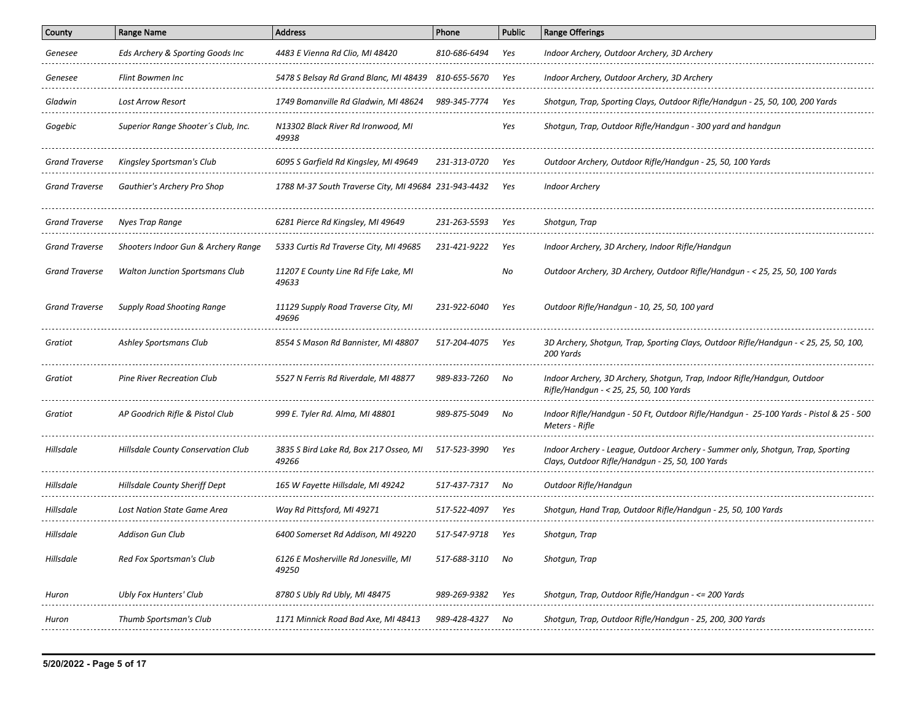| County | Range Name | Address | Phone | Public | Range Offerings |
|---|---|---|---|---|---|
| Genesee | Eds Archery & Sporting Goods Inc | 4483 E Vienna Rd Clio, MI 48420 | 810-686-6494 | Yes | Indoor Archery, Outdoor Archery, 3D Archery |
| Genesee | Flint Bowmen Inc | 5478 S Belsay Rd Grand Blanc, MI 48439 | 810-655-5670 | Yes | Indoor Archery, Outdoor Archery, 3D Archery |
| Gladwin | Lost Arrow Resort | 1749 Bomanville Rd Gladwin, MI 48624 | 989-345-7774 | Yes | Shotgun, Trap, Sporting Clays, Outdoor Rifle/Handgun - 25, 50, 100, 200 Yards |
| Gogebic | Superior Range Shooter´s Club, Inc. | N13302 Black River Rd Ironwood, MI 49938 | | Yes | Shotgun, Trap, Outdoor Rifle/Handgun - 300 yard and handgun |
| Grand Traverse | Kingsley Sportsman's Club | 6095 S Garfield Rd Kingsley, MI 49649 | 231-313-0720 | Yes | Outdoor Archery, Outdoor Rifle/Handgun - 25, 50, 100 Yards |
| Grand Traverse | Gauthier's Archery Pro Shop | 1788 M-37 South Traverse City, MI 49684 | 231-943-4432 | Yes | Indoor Archery |
| Grand Traverse | Nyes Trap Range | 6281 Pierce Rd Kingsley, MI 49649 | 231-263-5593 | Yes | Shotgun, Trap |
| Grand Traverse | Shooters Indoor Gun & Archery Range | 5333 Curtis Rd Traverse City, MI 49685 | 231-421-9222 | Yes | Indoor Archery, 3D Archery, Indoor Rifle/Handgun |
| Grand Traverse | Walton Junction Sportsmans Club | 11207 E County Line Rd Fife Lake, MI 49633 | | No | Outdoor Archery, 3D Archery, Outdoor Rifle/Handgun - < 25, 25, 50, 100 Yards |
| Grand Traverse | Supply Road Shooting Range | 11129 Supply Road Traverse City, MI 49696 | 231-922-6040 | Yes | Outdoor Rifle/Handgun - 10, 25, 50, 100 yard |
| Gratiot | Ashley Sportsmans Club | 8554 S Mason Rd Bannister, MI 48807 | 517-204-4075 | Yes | 3D Archery, Shotgun, Trap, Sporting Clays, Outdoor Rifle/Handgun - < 25, 25, 50, 100, 200 Yards |
| Gratiot | Pine River Recreation Club | 5527 N Ferris Rd Riverdale, MI 48877 | 989-833-7260 | No | Indoor Archery, 3D Archery, Shotgun, Trap, Indoor Rifle/Handgun, Outdoor Rifle/Handgun - < 25, 25, 50, 100 Yards |
| Gratiot | AP Goodrich Rifle & Pistol Club | 999 E. Tyler Rd. Alma, MI 48801 | 989-875-5049 | No | Indoor Rifle/Handgun - 50 Ft, Outdoor Rifle/Handgun - 25-100 Yards - Pistol & 25 - 500 Meters - Rifle |
| Hillsdale | Hillsdale County Conservation Club | 3835 S Bird Lake Rd, Box 217 Osseo, MI 49266 | 517-523-3990 | Yes | Indoor Archery - League, Outdoor Archery - Summer only, Shotgun, Trap, Sporting Clays, Outdoor Rifle/Handgun - 25, 50, 100 Yards |
| Hillsdale | Hillsdale County Sheriff Dept | 165 W Fayette Hillsdale, MI 49242 | 517-437-7317 | No | Outdoor Rifle/Handgun |
| Hillsdale | Lost Nation State Game Area | Way Rd Pittsford, MI 49271 | 517-522-4097 | Yes | Shotgun, Hand Trap, Outdoor Rifle/Handgun - 25, 50, 100 Yards |
| Hillsdale | Addison Gun Club | 6400 Somerset Rd Addison, MI 49220 | 517-547-9718 | Yes | Shotgun, Trap |
| Hillsdale | Red Fox Sportsman's Club | 6126 E Mosherville Rd Jonesville, MI 49250 | 517-688-3110 | No | Shotgun, Trap |
| Huron | Ubly Fox Hunters' Club | 8780 S Ubly Rd Ubly, MI 48475 | 989-269-9382 | Yes | Shotgun, Trap, Outdoor Rifle/Handgun - <= 200 Yards |
| Huron | Thumb Sportsman's Club | 1171 Minnick Road Bad Axe, MI 48413 | 989-428-4327 | No | Shotgun, Trap, Outdoor Rifle/Handgun - 25, 200, 300 Yards |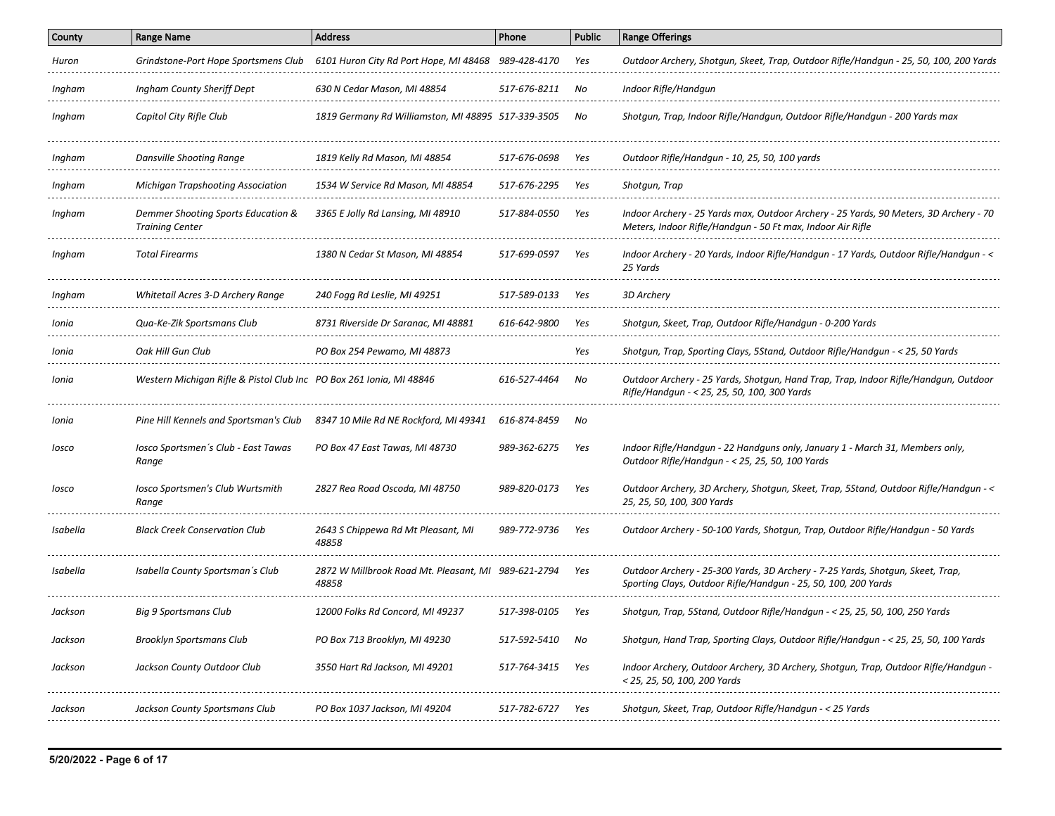| County | Range Name | Address | Phone | Public | Range Offerings |
|---|---|---|---|---|---|
| Huron | Grindstone-Port Hope Sportsmens Club | 6101 Huron City Rd Port Hope, MI 48468 | 989-428-4170 | Yes | Outdoor Archery, Shotgun, Skeet, Trap, Outdoor Rifle/Handgun - 25, 50, 100, 200 Yards |
| Ingham | Ingham County Sheriff Dept | 630 N Cedar Mason, MI 48854 | 517-676-8211 | No | Indoor Rifle/Handgun |
| Ingham | Capitol City Rifle Club | 1819 Germany Rd Williamston, MI 48895 | 517-339-3505 | No | Shotgun, Trap, Indoor Rifle/Handgun, Outdoor Rifle/Handgun - 200 Yards max |
| Ingham | Dansville Shooting Range | 1819 Kelly Rd Mason, MI 48854 | 517-676-0698 | Yes | Outdoor Rifle/Handgun - 10, 25, 50, 100 yards |
| Ingham | Michigan Trapshooting Association | 1534 W Service Rd Mason, MI 48854 | 517-676-2295 | Yes | Shotgun, Trap |
| Ingham | Demmer Shooting Sports Education & Training Center | 3365 E Jolly Rd Lansing, MI 48910 | 517-884-0550 | Yes | Indoor Archery - 25 Yards max, Outdoor Archery - 25 Yards, 90 Meters, 3D Archery - 70 Meters, Indoor Rifle/Handgun - 50 Ft max, Indoor Air Rifle |
| Ingham | Total Firearms | 1380 N Cedar St Mason, MI 48854 | 517-699-0597 | Yes | Indoor Archery - 20 Yards, Indoor Rifle/Handgun - 17 Yards, Outdoor Rifle/Handgun - < 25 Yards |
| Ingham | Whitetail Acres 3-D Archery Range | 240 Fogg Rd Leslie, MI 49251 | 517-589-0133 | Yes | 3D Archery |
| Ionia | Qua-Ke-Zik Sportsmans Club | 8731 Riverside Dr Saranac, MI 48881 | 616-642-9800 | Yes | Shotgun, Skeet, Trap, Outdoor Rifle/Handgun - 0-200 Yards |
| Ionia | Oak Hill Gun Club | PO Box 254 Pewamo, MI 48873 | | Yes | Shotgun, Trap, Sporting Clays, 5Stand, Outdoor Rifle/Handgun - < 25, 50 Yards |
| Ionia | Western Michigan Rifle & Pistol Club Inc | PO Box 261 Ionia, MI 48846 | 616-527-4464 | No | Outdoor Archery - 25 Yards, Shotgun, Hand Trap, Trap, Indoor Rifle/Handgun, Outdoor Rifle/Handgun - < 25, 25, 50, 100, 300 Yards |
| Ionia | Pine Hill Kennels and Sportsman's Club | 8347 10 Mile Rd NE Rockford, MI 49341 | 616-874-8459 | No | |
| Iosco | Iosco Sportsmen´s Club - East Tawas Range | PO Box 47 East Tawas, MI 48730 | 989-362-6275 | Yes | Indoor Rifle/Handgun - 22 Handguns only, January 1 - March 31, Members only, Outdoor Rifle/Handgun - < 25, 25, 50, 100 Yards |
| Iosco | Iosco Sportsmen's Club Wurtsmith Range | 2827 Rea Road Oscoda, MI 48750 | 989-820-0173 | Yes | Outdoor Archery, 3D Archery, Shotgun, Skeet, Trap, 5Stand, Outdoor Rifle/Handgun - < 25, 25, 50, 100, 300 Yards |
| Isabella | Black Creek Conservation Club | 2643 S Chippewa Rd Mt Pleasant, MI 48858 | 989-772-9736 | Yes | Outdoor Archery - 50-100 Yards, Shotgun, Trap, Outdoor Rifle/Handgun - 50 Yards |
| Isabella | Isabella County Sportsman´s Club | 2872 W Millbrook Road Mt. Pleasant, MI 48858 | 989-621-2794 | Yes | Outdoor Archery - 25-300 Yards, 3D Archery - 7-25 Yards, Shotgun, Skeet, Trap, Sporting Clays, Outdoor Rifle/Handgun - 25, 50, 100, 200 Yards |
| Jackson | Big 9 Sportsmans Club | 12000 Folks Rd Concord, MI 49237 | 517-398-0105 | Yes | Shotgun, Trap, 5Stand, Outdoor Rifle/Handgun - < 25, 25, 50, 100, 250 Yards |
| Jackson | Brooklyn Sportsmans Club | PO Box 713 Brooklyn, MI 49230 | 517-592-5410 | No | Shotgun, Hand Trap, Sporting Clays, Outdoor Rifle/Handgun - < 25, 25, 50, 100 Yards |
| Jackson | Jackson County Outdoor Club | 3550 Hart Rd Jackson, MI 49201 | 517-764-3415 | Yes | Indoor Archery, Outdoor Archery, 3D Archery, Shotgun, Trap, Outdoor Rifle/Handgun - < 25, 25, 50, 100, 200 Yards |
| Jackson | Jackson County Sportsmans Club | PO Box 1037 Jackson, MI 49204 | 517-782-6727 | Yes | Shotgun, Skeet, Trap, Outdoor Rifle/Handgun - < 25 Yards |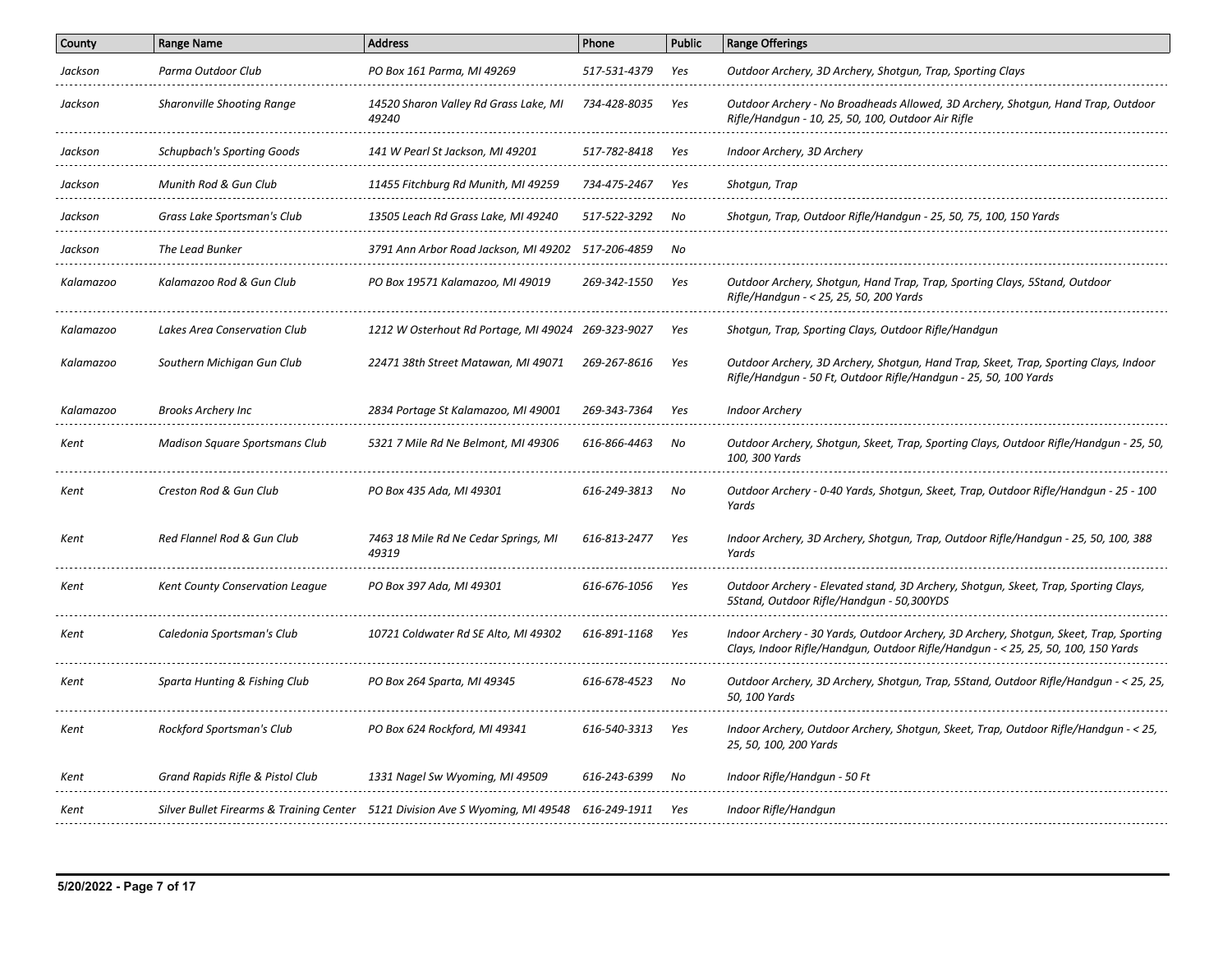| County | Range Name | Address | Phone | Public | Range Offerings |
|---|---|---|---|---|---|
| *Jackson* | *Parma Outdoor Club* | *PO Box 161 Parma, MI 49269* | *517-531-4379* | *Yes* | *Outdoor Archery, 3D Archery, Shotgun, Trap, Sporting Clays* |
| *Jackson* | *Sharonville Shooting Range* | *14520 Sharon Valley Rd Grass Lake, MI 49240* | *734-428-8035* | *Yes* | *Outdoor Archery - No Broadheads Allowed, 3D Archery, Shotgun, Hand Trap, Outdoor Rifle/Handgun - 10, 25, 50, 100, Outdoor Air Rifle* |
| *Jackson* | *Schupbach's Sporting Goods* | *141 W Pearl St Jackson, MI 49201* | *517-782-8418* | *Yes* | *Indoor Archery, 3D Archery* |
| *Jackson* | *Munith Rod & Gun Club* | *11455 Fitchburg Rd Munith, MI 49259* | *734-475-2467* | *Yes* | *Shotgun, Trap* |
| *Jackson* | *Grass Lake Sportsman's Club* | *13505 Leach Rd Grass Lake, MI 49240* | *517-522-3292* | *No* | *Shotgun, Trap, Outdoor Rifle/Handgun - 25, 50, 75, 100, 150 Yards* |
| *Jackson* | *The Lead Bunker* | *3791 Ann Arbor Road Jackson, MI 49202* | *517-206-4859* | *No* | |
| *Kalamazoo* | *Kalamazoo Rod & Gun Club* | *PO Box 19571 Kalamazoo, MI 49019* | *269-342-1550* | *Yes* | *Outdoor Archery, Shotgun, Hand Trap, Trap, Sporting Clays, 5Stand, Outdoor Rifle/Handgun - < 25, 25, 50, 200 Yards* |
| *Kalamazoo* | *Lakes Area Conservation Club* | *1212 W Osterhout Rd Portage, MI 49024* | *269-323-9027* | *Yes* | *Shotgun, Trap, Sporting Clays, Outdoor Rifle/Handgun* |
| *Kalamazoo* | *Southern Michigan Gun Club* | *22471 38th Street Matawan, MI 49071* | *269-267-8616* | *Yes* | *Outdoor Archery, 3D Archery, Shotgun, Hand Trap, Skeet, Trap, Sporting Clays, Indoor Rifle/Handgun - 50 Ft, Outdoor Rifle/Handgun - 25, 50, 100 Yards* |
| *Kalamazoo* | *Brooks Archery Inc* | *2834 Portage St Kalamazoo, MI 49001* | *269-343-7364* | *Yes* | *Indoor Archery* |
| *Kent* | *Madison Square Sportsmans Club* | *5321 7 Mile Rd Ne Belmont, MI 49306* | *616-866-4463* | *No* | *Outdoor Archery, Shotgun, Skeet, Trap, Sporting Clays, Outdoor Rifle/Handgun - 25, 50, 100, 300 Yards* |
| *Kent* | *Creston Rod & Gun Club* | *PO Box 435 Ada, MI 49301* | *616-249-3813* | *No* | *Outdoor Archery - 0-40 Yards, Shotgun, Skeet, Trap, Outdoor Rifle/Handgun - 25 - 100 Yards* |
| *Kent* | *Red Flannel Rod & Gun Club* | *7463 18 Mile Rd Ne Cedar Springs, MI 49319* | *616-813-2477* | *Yes* | *Indoor Archery, 3D Archery, Shotgun, Trap, Outdoor Rifle/Handgun - 25, 50, 100, 388 Yards* |
| *Kent* | *Kent County Conservation League* | *PO Box 397 Ada, MI 49301* | *616-676-1056* | *Yes* | *Outdoor Archery - Elevated stand, 3D Archery, Shotgun, Skeet, Trap, Sporting Clays, 5Stand, Outdoor Rifle/Handgun - 50,300YDS* |
| *Kent* | *Caledonia Sportsman's Club* | *10721 Coldwater Rd SE Alto, MI 49302* | *616-891-1168* | *Yes* | *Indoor Archery - 30 Yards, Outdoor Archery, 3D Archery, Shotgun, Skeet, Trap, Sporting Clays, Indoor Rifle/Handgun, Outdoor Rifle/Handgun - < 25, 25, 50, 100, 150 Yards* |
| *Kent* | *Sparta Hunting & Fishing Club* | *PO Box 264 Sparta, MI 49345* | *616-678-4523* | *No* | *Outdoor Archery, 3D Archery, Shotgun, Trap, 5Stand, Outdoor Rifle/Handgun - < 25, 25, 50, 100 Yards* |
| *Kent* | *Rockford Sportsman's Club* | *PO Box 624 Rockford, MI 49341* | *616-540-3313* | *Yes* | *Indoor Archery, Outdoor Archery, Shotgun, Skeet, Trap, Outdoor Rifle/Handgun - < 25, 25, 50, 100, 200 Yards* |
| *Kent* | *Grand Rapids Rifle & Pistol Club* | *1331 Nagel Sw Wyoming, MI 49509* | *616-243-6399* | *No* | *Indoor Rifle/Handgun - 50 Ft* |
| *Kent* | *Silver Bullet Firearms & Training Center* | *5121 Division Ave S Wyoming, MI 49548* | *616-249-1911* | *Yes* | *Indoor Rifle/Handgun* |

**5/20/2022**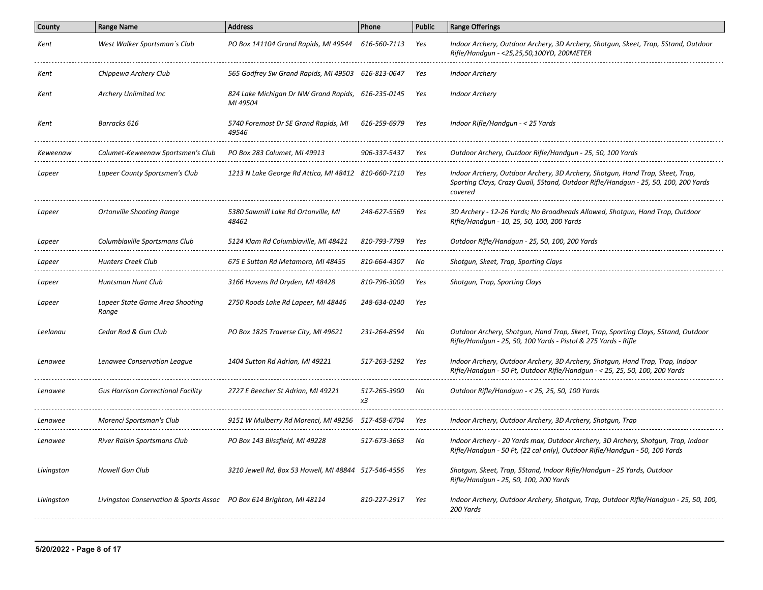| County | Range Name | Address | Phone | Public | Range Offerings |
|---|---|---|---|---|---|
| *Kent* | *West Walker Sportsman´s Club* | *PO Box 141104 Grand Rapids, MI 49544* | *616-560-7113* | *Yes* | *Indoor Archery, Outdoor Archery, 3D Archery, Shotgun, Skeet, Trap, 5Stand, Outdoor Rifle/Handgun - <25,25,50,100YD, 200METER* |
| *Kent* | *Chippewa Archery Club* | *565 Godfrey Sw Grand Rapids, MI 49503* | *616-813-0647* | *Yes* | *Indoor Archery* |
| *Kent* | *Archery Unlimited Inc* | *824 Lake Michigan Dr NW Grand Rapids, MI 49504* | *616-235-0145* | *Yes* | *Indoor Archery* |
| *Kent* | *Barracks 616* | *5740 Foremost Dr SE Grand Rapids, MI 49546* | *616-259-6979* | *Yes* | *Indoor Rifle/Handgun - < 25 Yards* |
| *Keweenaw* | *Calumet-Keweenaw Sportsmen's Club* | *PO Box 283 Calumet, MI 49913* | *906-337-5437* | *Yes* | *Outdoor Archery, Outdoor Rifle/Handgun - 25, 50, 100 Yards* |
| *Lapeer* | *Lapeer County Sportsmen's Club* | *1213 N Lake George Rd Attica, MI 48412* | *810-660-7110* | *Yes* | *Indoor Archery, Outdoor Archery, 3D Archery, Shotgun, Hand Trap, Skeet, Trap, Sporting Clays, Crazy Quail, 5Stand, Outdoor Rifle/Handgun - 25, 50, 100, 200 Yards covered* |
| *Lapeer* | *Ortonville Shooting Range* | *5380 Sawmill Lake Rd Ortonville, MI 48462* | *248-627-5569* | *Yes* | *3D Archery - 12-26 Yards; No Broadheads Allowed, Shotgun, Hand Trap, Outdoor Rifle/Handgun - 10, 25, 50, 100, 200 Yards* |
| *Lapeer* | *Columbiaville Sportsmans Club* | *5124 Klam Rd Columbiaville, MI 48421* | *810-793-7799* | *Yes* | *Outdoor Rifle/Handgun - 25, 50, 100, 200 Yards* |
| *Lapeer* | *Hunters Creek Club* | *675 E Sutton Rd Metamora, MI 48455* | *810-664-4307* | *No* | *Shotgun, Skeet, Trap, Sporting Clays* |
| *Lapeer* | *Huntsman Hunt Club* | *3166 Havens Rd Dryden, MI 48428* | *810-796-3000* | *Yes* | *Shotgun, Trap, Sporting Clays* |
| *Lapeer* | *Lapeer State Game Area Shooting Range* | *2750 Roods Lake Rd Lapeer, MI 48446* | *248-634-0240* | *Yes* | |
| *Leelanau* | *Cedar Rod & Gun Club* | *PO Box 1825 Traverse City, MI 49621* | *231-264-8594* | *No* | *Outdoor Archery, Shotgun, Hand Trap, Skeet, Trap, Sporting Clays, 5Stand, Outdoor Rifle/Handgun - 25, 50, 100 Yards - Pistol & 275 Yards - Rifle* |
| *Lenawee* | *Lenawee Conservation League* | *1404 Sutton Rd Adrian, MI 49221* | *517-263-5292* | *Yes* | *Indoor Archery, Outdoor Archery, 3D Archery, Shotgun, Hand Trap, Trap, Indoor Rifle/Handgun - 50 Ft, Outdoor Rifle/Handgun - < 25, 25, 50, 100, 200 Yards* |
| *Lenawee* | *Gus Harrison Correctional Facility* | *2727 E Beecher St Adrian, MI 49221* | *517-265-3900 x3* | *No* | *Outdoor Rifle/Handgun - < 25, 25, 50, 100 Yards* |
| *Lenawee* | *Morenci Sportsman's Club* | *9151 W Mulberry Rd Morenci, MI 49256* | *517-458-6704* | *Yes* | *Indoor Archery, Outdoor Archery, 3D Archery, Shotgun, Trap* |
| *Lenawee* | *River Raisin Sportsmans Club* | *PO Box 143 Blissfield, MI 49228* | *517-673-3663* | *No* | *Indoor Archery - 20 Yards max, Outdoor Archery, 3D Archery, Shotgun, Trap, Indoor Rifle/Handgun - 50 Ft, (22 cal only), Outdoor Rifle/Handgun - 50, 100 Yards* |
| *Livingston* | *Howell Gun Club* | *3210 Jewell Rd, Box 53 Howell, MI 48844* | *517-546-4556* | *Yes* | *Shotgun, Skeet, Trap, 5Stand, Indoor Rifle/Handgun - 25 Yards, Outdoor Rifle/Handgun - 25, 50, 100, 200 Yards* |
| *Livingston* | *Livingston Conservation & Sports Assoc* | *PO Box 614 Brighton, MI 48114* | *810-227-2917* | *Yes* | *Indoor Archery, Outdoor Archery, Shotgun, Trap, Outdoor Rifle/Handgun - 25, 50, 100, 200 Yards* |

**5/20/2022**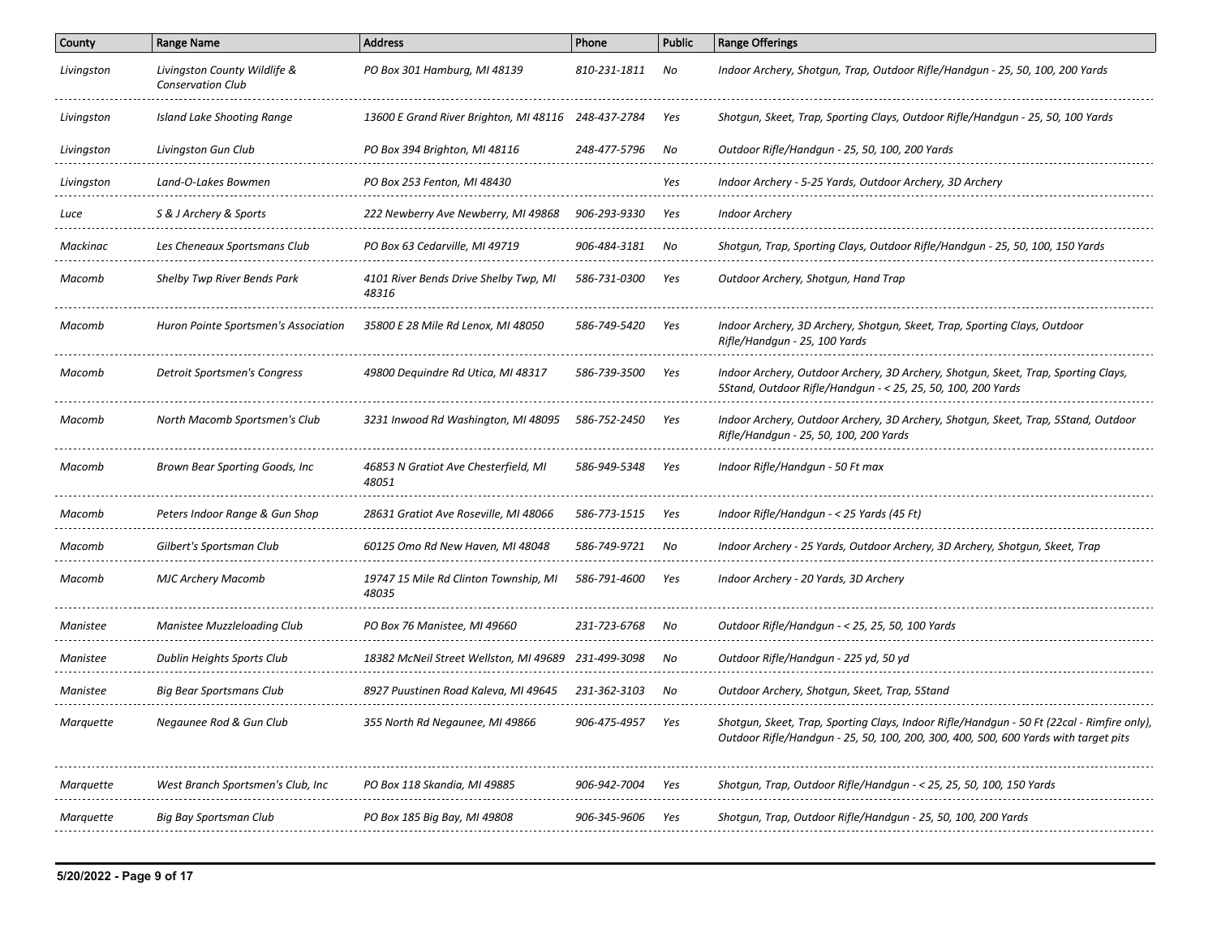| County | Range Name | Address | Phone | Public | Range Offerings |
|---|---|---|---|---|---|
| Livingston | Livingston County Wildlife & Conservation Club | PO Box 301 Hamburg, MI 48139 | 810-231-1811 | No | Indoor Archery, Shotgun, Trap, Outdoor Rifle/Handgun - 25, 50, 100, 200 Yards |
| Livingston | Island Lake Shooting Range | 13600 E Grand River Brighton, MI 48116 | 248-437-2784 | Yes | Shotgun, Skeet, Trap, Sporting Clays, Outdoor Rifle/Handgun - 25, 50, 100 Yards |
| Livingston | Livingston Gun Club | PO Box 394 Brighton, MI 48116 | 248-477-5796 | No | Outdoor Rifle/Handgun - 25, 50, 100, 200 Yards |
| Livingston | Land-O-Lakes Bowmen | PO Box 253 Fenton, MI 48430 | | Yes | Indoor Archery - 5-25 Yards, Outdoor Archery, 3D Archery |
| Luce | S & J Archery & Sports | 222 Newberry Ave Newberry, MI 49868 | 906-293-9330 | Yes | Indoor Archery |
| Mackinac | Les Cheneaux Sportsmans Club | PO Box 63 Cedarville, MI 49719 | 906-484-3181 | No | Shotgun, Trap, Sporting Clays, Outdoor Rifle/Handgun - 25, 50, 100, 150 Yards |
| Macomb | Shelby Twp River Bends Park | 4101 River Bends Drive Shelby Twp, MI 48316 | 586-731-0300 | Yes | Outdoor Archery, Shotgun, Hand Trap |
| Macomb | Huron Pointe Sportsmen's Association | 35800 E 28 Mile Rd Lenox, MI 48050 | 586-749-5420 | Yes | Indoor Archery, 3D Archery, Shotgun, Skeet, Trap, Sporting Clays, Outdoor Rifle/Handgun - 25, 100 Yards |
| Macomb | Detroit Sportsmen's Congress | 49800 Dequindre Rd Utica, MI 48317 | 586-739-3500 | Yes | Indoor Archery, Outdoor Archery, 3D Archery, Shotgun, Skeet, Trap, Sporting Clays, 5Stand, Outdoor Rifle/Handgun - < 25, 25, 50, 100, 200 Yards |
| Macomb | North Macomb Sportsmen's Club | 3231 Inwood Rd Washington, MI 48095 | 586-752-2450 | Yes | Indoor Archery, Outdoor Archery, 3D Archery, Shotgun, Skeet, Trap, 5Stand, Outdoor Rifle/Handgun - 25, 50, 100, 200 Yards |
| Macomb | Brown Bear Sporting Goods, Inc | 46853 N Gratiot Ave Chesterfield, MI 48051 | 586-949-5348 | Yes | Indoor Rifle/Handgun - 50 Ft max |
| Macomb | Peters Indoor Range & Gun Shop | 28631 Gratiot Ave Roseville, MI 48066 | 586-773-1515 | Yes | Indoor Rifle/Handgun - < 25 Yards (45 Ft) |
| Macomb | Gilbert's Sportsman Club | 60125 Omo Rd New Haven, MI 48048 | 586-749-9721 | No | Indoor Archery - 25 Yards, Outdoor Archery, 3D Archery, Shotgun, Skeet, Trap |
| Macomb | MJC Archery Macomb | 19747 15 Mile Rd Clinton Township, MI 48035 | 586-791-4600 | Yes | Indoor Archery - 20 Yards, 3D Archery |
| Manistee | Manistee Muzzleloading Club | PO Box 76 Manistee, MI 49660 | 231-723-6768 | No | Outdoor Rifle/Handgun - < 25, 25, 50, 100 Yards |
| Manistee | Dublin Heights Sports Club | 18382 McNeil Street Wellston, MI 49689 | 231-499-3098 | No | Outdoor Rifle/Handgun - 225 yd, 50 yd |
| Manistee | Big Bear Sportsmans Club | 8927 Puustinen Road Kaleva, MI 49645 | 231-362-3103 | No | Outdoor Archery, Shotgun, Skeet, Trap, 5Stand |
| Marquette | Negaunee Rod & Gun Club | 355 North Rd Negaunee, MI 49866 | 906-475-4957 | Yes | Shotgun, Skeet, Trap, Sporting Clays, Indoor Rifle/Handgun - 50 Ft (22cal - Rimfire only), Outdoor Rifle/Handgun - 25, 50, 100, 200, 300, 400, 500, 600 Yards with target pits |
| Marquette | West Branch Sportsmen's Club, Inc | PO Box 118 Skandia, MI 49885 | 906-942-7004 | Yes | Shotgun, Trap, Outdoor Rifle/Handgun - < 25, 25, 50, 100, 150 Yards |
| Marquette | Big Bay Sportsman Club | PO Box 185 Big Bay, MI 49808 | 906-345-9606 | Yes | Shotgun, Trap, Outdoor Rifle/Handgun - 25, 50, 100, 200 Yards |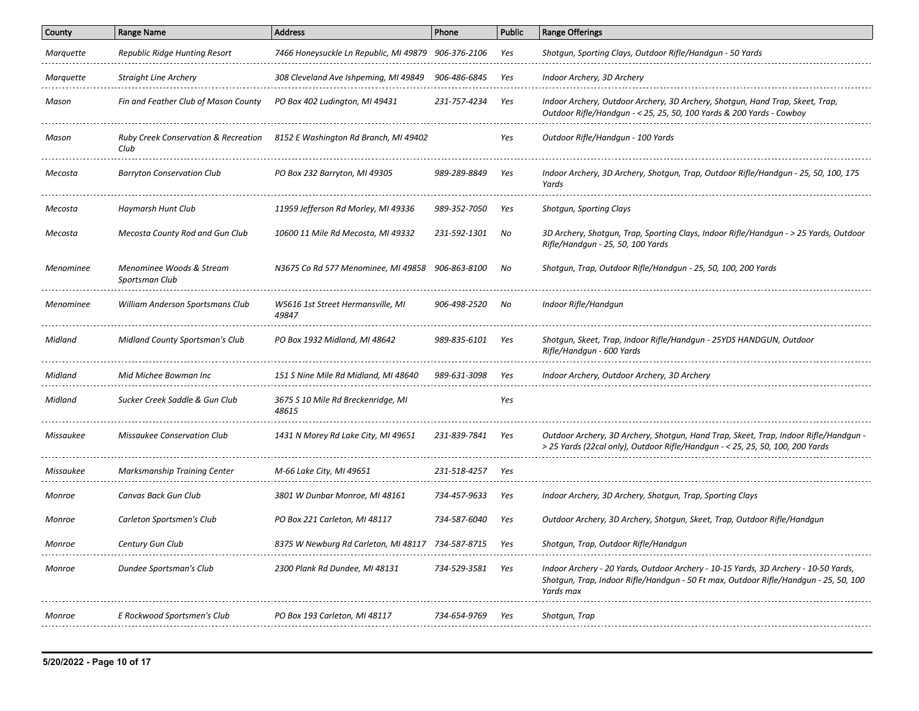| County | Range Name | Address | Phone | Public | Range Offerings |
|---|---|---|---|---|---|
| *Marquette* | *Republic Ridge Hunting Resort* | *7466 Honeysuckle Ln Republic, MI 49879* | *906-376-2106* | *Yes* | *Shotgun, Sporting Clays, Outdoor Rifle/Handgun - 50 Yards* |
| *Marquette* | *Straight Line Archery* | *308 Cleveland Ave Ishpeming, MI 49849* | *906-486-6845* | *Yes* | *Indoor Archery, 3D Archery* |
| *Mason* | *Fin and Feather Club of Mason County* | *PO Box 402 Ludington, MI 49431* | *231-757-4234* | *Yes* | *Indoor Archery, Outdoor Archery, 3D Archery, Shotgun, Hand Trap, Skeet, Trap, Outdoor Rifle/Handgun - < 25, 25, 50, 100 Yards & 200 Yards - Cowboy* |
| *Mason* | *Ruby Creek Conservation & Recreation Club* | *8152 E Washington Rd Branch, MI 49402* | | *Yes* | *Outdoor Rifle/Handgun - 100 Yards* |
| *Mecosta* | *Barryton Conservation Club* | *PO Box 232 Barryton, MI 49305* | *989-289-8849* | *Yes* | *Indoor Archery, 3D Archery, Shotgun, Trap, Outdoor Rifle/Handgun - 25, 50, 100, 175 Yards* |
| *Mecosta* | *Haymarsh Hunt Club* | *11959 Jefferson Rd Morley, MI 49336* | *989-352-7050* | *Yes* | *Shotgun, Sporting Clays* |
| *Mecosta* | *Mecosta County Rod and Gun Club* | *10600 11 Mile Rd Mecosta, MI 49332* | *231-592-1301* | *No* | *3D Archery, Shotgun, Trap, Sporting Clays, Indoor Rifle/Handgun - > 25 Yards, Outdoor Rifle/Handgun - 25, 50, 100 Yards* |
| *Menominee* | *Menominee Woods & Stream Sportsman Club* | *N3675 Co Rd 577 Menominee, MI 49858* | *906-863-8100* | *No* | *Shotgun, Trap, Outdoor Rifle/Handgun - 25, 50, 100, 200 Yards* |
| *Menominee* | *William Anderson Sportsmans Club* | *W5616 1st Street Hermansville, MI 49847* | *906-498-2520* | *No* | *Indoor Rifle/Handgun* |
| *Midland* | *Midland County Sportsman's Club* | *PO Box 1932 Midland, MI 48642* | *989-835-6101* | *Yes* | *Shotgun, Skeet, Trap, Indoor Rifle/Handgun - 25YDS HANDGUN, Outdoor Rifle/Handgun - 600 Yards* |
| *Midland* | *Mid Michee Bowman Inc* | *151 S Nine Mile Rd Midland, MI 48640* | *989-631-3098* | *Yes* | *Indoor Archery, Outdoor Archery, 3D Archery* |
| *Midland* | *Sucker Creek Saddle & Gun Club* | *3675 S 10 Mile Rd Breckenridge, MI 48615* | | *Yes* | |
| *Missaukee* | *Missaukee Conservation Club* | *1431 N Morey Rd Lake City, MI 49651* | *231-839-7841* | *Yes* | *Outdoor Archery, 3D Archery, Shotgun, Hand Trap, Skeet, Trap, Indoor Rifle/Handgun - > 25 Yards (22cal only), Outdoor Rifle/Handgun - < 25, 25, 50, 100, 200 Yards* |
| *Missaukee* | *Marksmanship Training Center* | *M-66 Lake City, MI 49651* | *231-518-4257* | *Yes* | |
| *Monroe* | *Canvas Back Gun Club* | *3801 W Dunbar Monroe, MI 48161* | *734-457-9633* | *Yes* | *Indoor Archery, 3D Archery, Shotgun, Trap, Sporting Clays* |
| *Monroe* | *Carleton Sportsmen's Club* | *PO Box 221 Carleton, MI 48117* | *734-587-6040* | *Yes* | *Outdoor Archery, 3D Archery, Shotgun, Skeet, Trap, Outdoor Rifle/Handgun* |
| *Monroe* | *Century Gun Club* | *8375 W Newburg Rd Carleton, MI 48117* | *734-587-8715* | *Yes* | *Shotgun, Trap, Outdoor Rifle/Handgun* |
| *Monroe* | *Dundee Sportsman's Club* | *2300 Plank Rd Dundee, MI 48131* | *734-529-3581* | *Yes* | *Indoor Archery - 20 Yards, Outdoor Archery - 10-15 Yards, 3D Archery - 10-50 Yards, Shotgun, Trap, Indoor Rifle/Handgun - 50 Ft max, Outdoor Rifle/Handgun - 25, 50, 100 Yards max* |
| *Monroe* | *E Rockwood Sportsmen's Club* | *PO Box 193 Carleton, MI 48117* | *734-654-9769* | *Yes* | *Shotgun, Trap* |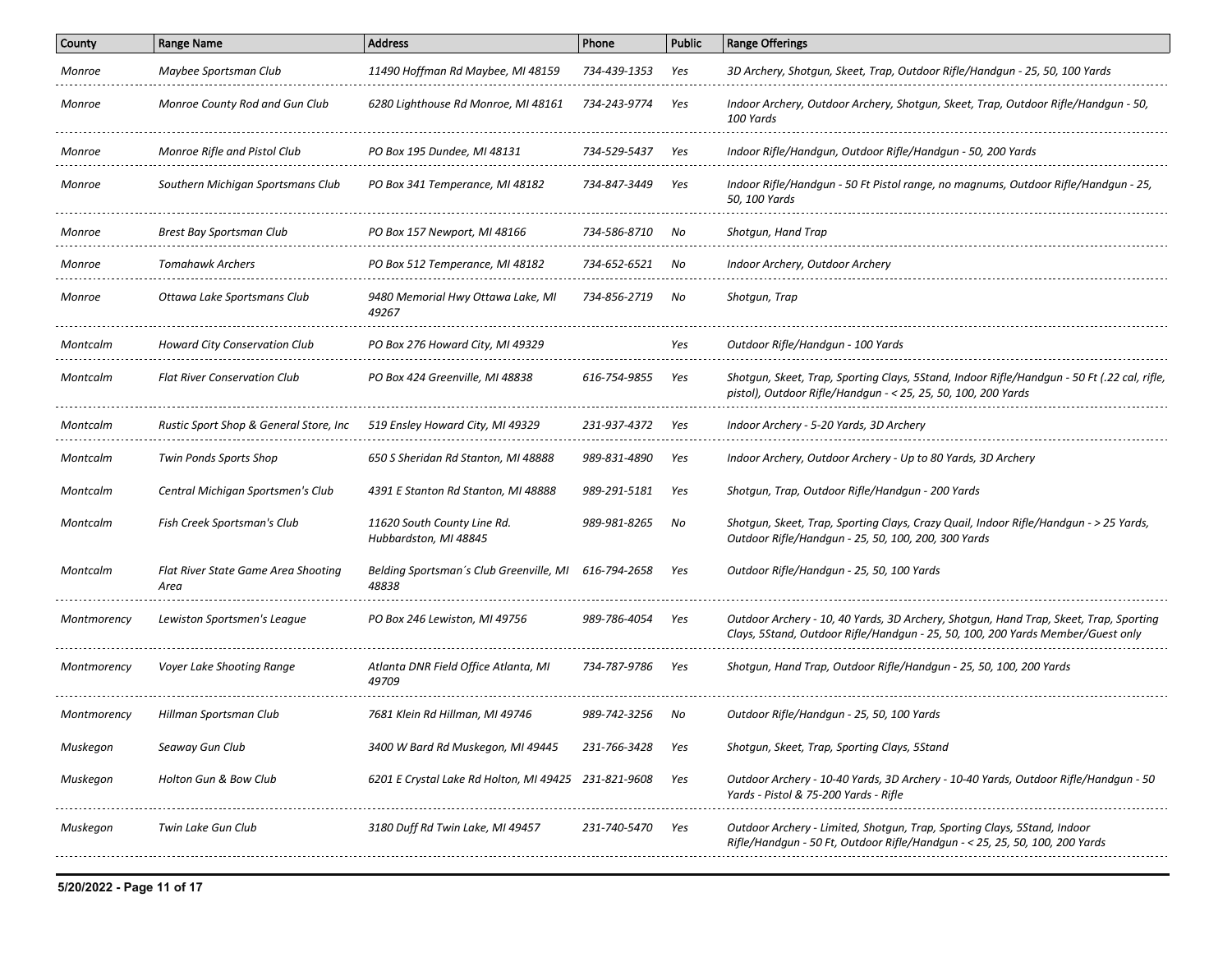| County | Range Name | Address | Phone | Public | Range Offerings |
|---|---|---|---|---|---|
| Monroe | Maybee Sportsman Club | 11490 Hoffman Rd Maybee, MI 48159 | 734-439-1353 | Yes | 3D Archery, Shotgun, Skeet, Trap, Outdoor Rifle/Handgun - 25, 50, 100 Yards |
| Monroe | Monroe County Rod and Gun Club | 6280 Lighthouse Rd Monroe, MI 48161 | 734-243-9774 | Yes | Indoor Archery, Outdoor Archery, Shotgun, Skeet, Trap, Outdoor Rifle/Handgun - 50, 100 Yards |
| Monroe | Monroe Rifle and Pistol Club | PO Box 195 Dundee, MI 48131 | 734-529-5437 | Yes | Indoor Rifle/Handgun, Outdoor Rifle/Handgun - 50, 200 Yards |
| Monroe | Southern Michigan Sportsmans Club | PO Box 341 Temperance, MI 48182 | 734-847-3449 | Yes | Indoor Rifle/Handgun - 50 Ft Pistol range, no magnums, Outdoor Rifle/Handgun - 25, 50, 100 Yards |
| Monroe | Brest Bay Sportsman Club | PO Box 157 Newport, MI 48166 | 734-586-8710 | No | Shotgun, Hand Trap |
| Monroe | Tomahawk Archers | PO Box 512 Temperance, MI 48182 | 734-652-6521 | No | Indoor Archery, Outdoor Archery |
| Monroe | Ottawa Lake Sportsmans Club | 9480 Memorial Hwy Ottawa Lake, MI 49267 | 734-856-2719 | No | Shotgun, Trap |
| Montcalm | Howard City Conservation Club | PO Box 276 Howard City, MI 49329 | | Yes | Outdoor Rifle/Handgun - 100 Yards |
| Montcalm | Flat River Conservation Club | PO Box 424 Greenville, MI 48838 | 616-754-9855 | Yes | Shotgun, Skeet, Trap, Sporting Clays, 5Stand, Indoor Rifle/Handgun - 50 Ft (.22 cal, rifle, pistol), Outdoor Rifle/Handgun - < 25, 25, 50, 100, 200 Yards |
| Montcalm | Rustic Sport Shop & General Store, Inc | 519 Ensley Howard City, MI 49329 | 231-937-4372 | Yes | Indoor Archery - 5-20 Yards, 3D Archery |
| Montcalm | Twin Ponds Sports Shop | 650 S Sheridan Rd Stanton, MI 48888 | 989-831-4890 | Yes | Indoor Archery, Outdoor Archery - Up to 80 Yards, 3D Archery |
| Montcalm | Central Michigan Sportsmen's Club | 4391 E Stanton Rd Stanton, MI 48888 | 989-291-5181 | Yes | Shotgun, Trap, Outdoor Rifle/Handgun - 200 Yards |
| Montcalm | Fish Creek Sportsman's Club | 11620 South County Line Rd. Hubbardston, MI 48845 | 989-981-8265 | No | Shotgun, Skeet, Trap, Sporting Clays, Crazy Quail, Indoor Rifle/Handgun - > 25 Yards, Outdoor Rifle/Handgun - 25, 50, 100, 200, 300 Yards |
| Montcalm | Flat River State Game Area Shooting Area | Belding Sportsman´s Club Greenville, MI 48838 | 616-794-2658 | Yes | Outdoor Rifle/Handgun - 25, 50, 100 Yards |
| Montmorency | Lewiston Sportsmen's League | PO Box 246 Lewiston, MI 49756 | 989-786-4054 | Yes | Outdoor Archery - 10, 40 Yards, 3D Archery, Shotgun, Hand Trap, Skeet, Trap, Sporting Clays, 5Stand, Outdoor Rifle/Handgun - 25, 50, 100, 200 Yards Member/Guest only |
| Montmorency | Voyer Lake Shooting Range | Atlanta DNR Field Office Atlanta, MI 49709 | 734-787-9786 | Yes | Shotgun, Hand Trap, Outdoor Rifle/Handgun - 25, 50, 100, 200 Yards |
| Montmorency | Hillman Sportsman Club | 7681 Klein Rd Hillman, MI 49746 | 989-742-3256 | No | Outdoor Rifle/Handgun - 25, 50, 100 Yards |
| Muskegon | Seaway Gun Club | 3400 W Bard Rd Muskegon, MI 49445 | 231-766-3428 | Yes | Shotgun, Skeet, Trap, Sporting Clays, 5Stand |
| Muskegon | Holton Gun & Bow Club | 6201 E Crystal Lake Rd Holton, MI 49425 | 231-821-9608 | Yes | Outdoor Archery - 10-40 Yards, 3D Archery - 10-40 Yards, Outdoor Rifle/Handgun - 50 Yards - Pistol & 75-200 Yards - Rifle |
| Muskegon | Twin Lake Gun Club | 3180 Duff Rd Twin Lake, MI 49457 | 231-740-5470 | Yes | Outdoor Archery - Limited, Shotgun, Trap, Sporting Clays, 5Stand, Indoor Rifle/Handgun - 50 Ft, Outdoor Rifle/Handgun - < 25, 25, 50, 100, 200 Yards |

5/20/2022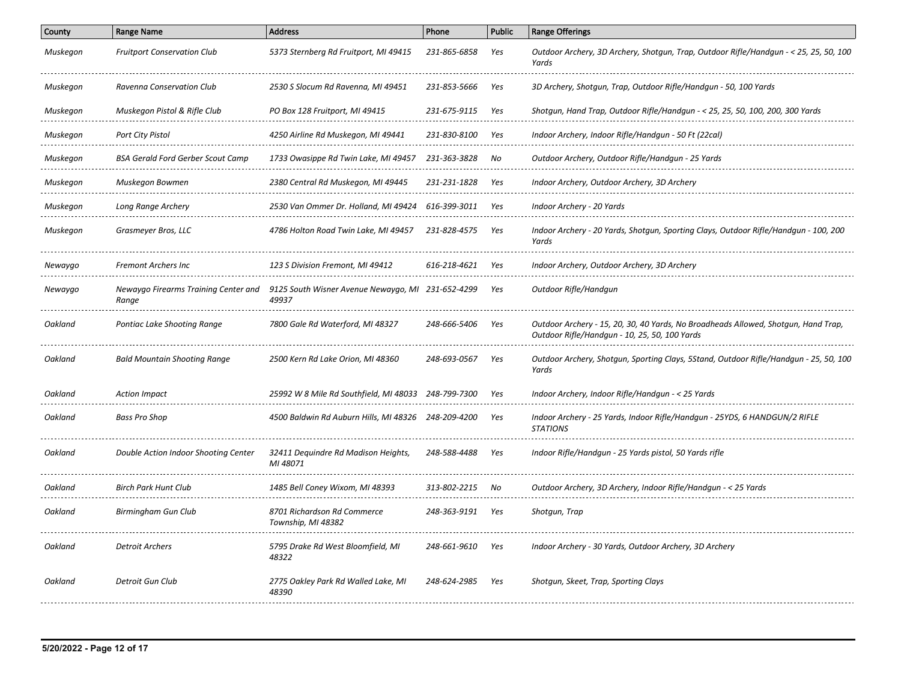| County | Range Name | Address | Phone | Public | Range Offerings |
|---|---|---|---|---|---|
| Muskegon | Fruitport Conservation Club | 5373 Sternberg Rd Fruitport, MI 49415 | 231-865-6858 | Yes | Outdoor Archery, 3D Archery, Shotgun, Trap, Outdoor Rifle/Handgun - < 25, 25, 50, 100 Yards |
| Muskegon | Ravenna Conservation Club | 2530 S Slocum Rd Ravenna, MI 49451 | 231-853-5666 | Yes | 3D Archery, Shotgun, Trap, Outdoor Rifle/Handgun - 50, 100 Yards |
| Muskegon | Muskegon Pistol & Rifle Club | PO Box 128 Fruitport, MI 49415 | 231-675-9115 | Yes | Shotgun, Hand Trap, Outdoor Rifle/Handgun - < 25, 25, 50, 100, 200, 300 Yards |
| Muskegon | Port City Pistol | 4250 Airline Rd Muskegon, MI 49441 | 231-830-8100 | Yes | Indoor Archery, Indoor Rifle/Handgun - 50 Ft (22cal) |
| Muskegon | BSA Gerald Ford Gerber Scout Camp | 1733 Owasippe Rd Twin Lake, MI 49457 | 231-363-3828 | No | Outdoor Archery, Outdoor Rifle/Handgun - 25 Yards |
| Muskegon | Muskegon Bowmen | 2380 Central Rd Muskegon, MI 49445 | 231-231-1828 | Yes | Indoor Archery, Outdoor Archery, 3D Archery |
| Muskegon | Long Range Archery | 2530 Van Ommer Dr. Holland, MI 49424 | 616-399-3011 | Yes | Indoor Archery - 20 Yards |
| Muskegon | Grasmeyer Bros, LLC | 4786 Holton Road Twin Lake, MI 49457 | 231-828-4575 | Yes | Indoor Archery - 20 Yards, Shotgun, Sporting Clays, Outdoor Rifle/Handgun - 100, 200 Yards |
| Newaygo | Fremont Archers Inc | 123 S Division Fremont, MI 49412 | 616-218-4621 | Yes | Indoor Archery, Outdoor Archery, 3D Archery |
| Newaygo | Newaygo Firearms Training Center and Range | 9125 South Wisner Avenue Newaygo, MI 49937 | 231-652-4299 | Yes | Outdoor Rifle/Handgun |
| Oakland | Pontiac Lake Shooting Range | 7800 Gale Rd Waterford, MI 48327 | 248-666-5406 | Yes | Outdoor Archery - 15, 20, 30, 40 Yards, No Broadheads Allowed, Shotgun, Hand Trap, Outdoor Rifle/Handgun - 10, 25, 50, 100 Yards |
| Oakland | Bald Mountain Shooting Range | 2500 Kern Rd Lake Orion, MI 48360 | 248-693-0567 | Yes | Outdoor Archery, Shotgun, Sporting Clays, 5Stand, Outdoor Rifle/Handgun - 25, 50, 100 Yards |
| Oakland | Action Impact | 25992 W 8 Mile Rd Southfield, MI 48033 | 248-799-7300 | Yes | Indoor Archery, Indoor Rifle/Handgun - < 25 Yards |
| Oakland | Bass Pro Shop | 4500 Baldwin Rd Auburn Hills, MI 48326 | 248-209-4200 | Yes | Indoor Archery - 25 Yards, Indoor Rifle/Handgun - 25YDS, 6 HANDGUN/2 RIFLE STATIONS |
| Oakland | Double Action Indoor Shooting Center | 32411 Dequindre Rd Madison Heights, MI 48071 | 248-588-4488 | Yes | Indoor Rifle/Handgun - 25 Yards pistol, 50 Yards rifle |
| Oakland | Birch Park Hunt Club | 1485 Bell Coney Wixom, MI 48393 | 313-802-2215 | No | Outdoor Archery, 3D Archery, Indoor Rifle/Handgun - < 25 Yards |
| Oakland | Birmingham Gun Club | 8701 Richardson Rd Commerce Township, MI 48382 | 248-363-9191 | Yes | Shotgun, Trap |
| Oakland | Detroit Archers | 5795 Drake Rd West Bloomfield, MI 48322 | 248-661-9610 | Yes | Indoor Archery - 30 Yards, Outdoor Archery, 3D Archery |
| Oakland | Detroit Gun Club | 2775 Oakley Park Rd Walled Lake, MI 48390 | 248-624-2985 | Yes | Shotgun, Skeet, Trap, Sporting Clays |

**5/20/2022**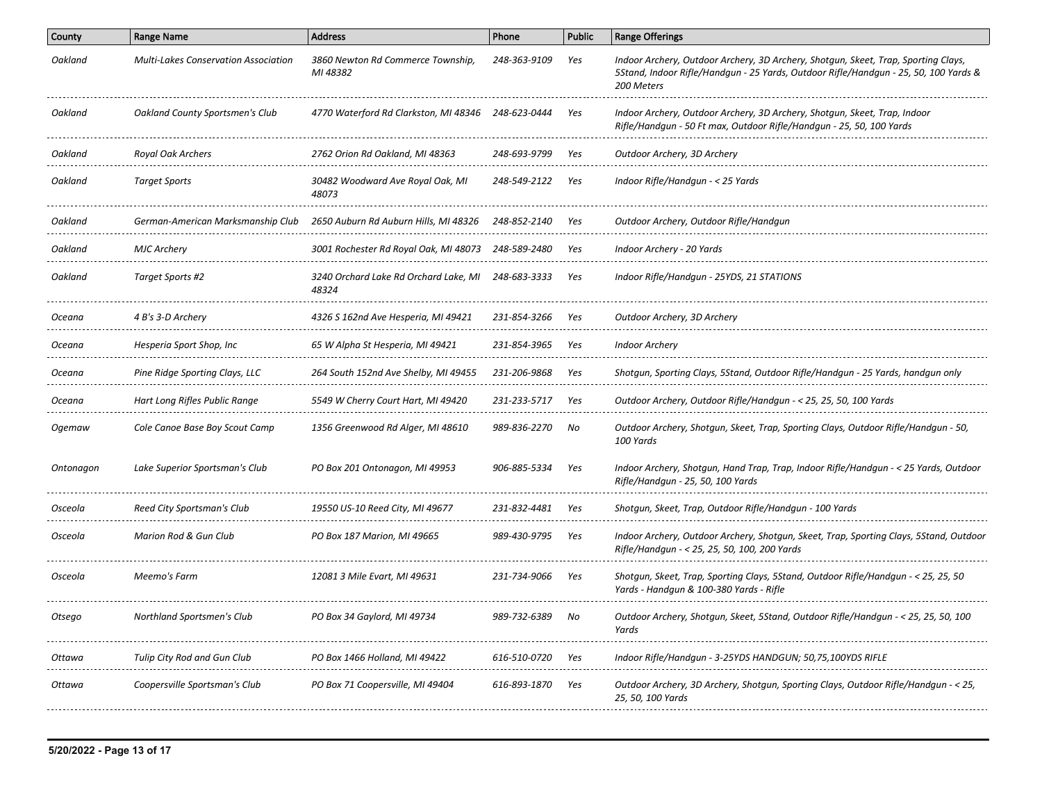| County | Range Name | Address | Phone | Public | Range Offerings |
|---|---|---|---|---|---|
| *Oakland* | *Multi-Lakes Conservation Association* | *3860 Newton Rd Commerce Township, MI 48382* | *248-363-9109* | *Yes* | *Indoor Archery, Outdoor Archery, 3D Archery, Shotgun, Skeet, Trap, Sporting Clays, 5Stand, Indoor Rifle/Handgun - 25 Yards, Outdoor Rifle/Handgun - 25, 50, 100 Yards & 200 Meters* |
| *Oakland* | *Oakland County Sportsmen's Club* | *4770 Waterford Rd Clarkston, MI 48346* | *248-623-0444* | *Yes* | *Indoor Archery, Outdoor Archery, 3D Archery, Shotgun, Skeet, Trap, Indoor Rifle/Handgun - 50 Ft max, Outdoor Rifle/Handgun - 25, 50, 100 Yards* |
| *Oakland* | *Royal Oak Archers* | *2762 Orion Rd Oakland, MI 48363* | *248-693-9799* | *Yes* | *Outdoor Archery, 3D Archery* |
| *Oakland* | *Target Sports* | *30482 Woodward Ave Royal Oak, MI 48073* | *248-549-2122* | *Yes* | *Indoor Rifle/Handgun - < 25 Yards* |
| *Oakland* | *German-American Marksmanship Club* | *2650 Auburn Rd Auburn Hills, MI 48326* | *248-852-2140* | *Yes* | *Outdoor Archery, Outdoor Rifle/Handgun* |
| *Oakland* | *MJC Archery* | *3001 Rochester Rd Royal Oak, MI 48073* | *248-589-2480* | *Yes* | *Indoor Archery - 20 Yards* |
| *Oakland* | *Target Sports #2* | *3240 Orchard Lake Rd Orchard Lake, MI 48324* | *248-683-3333* | *Yes* | *Indoor Rifle/Handgun - 25YDS, 21 STATIONS* |
| *Oceana* | *4 B's 3-D Archery* | *4326 S 162nd Ave Hesperia, MI 49421* | *231-854-3266* | *Yes* | *Outdoor Archery, 3D Archery* |
| *Oceana* | *Hesperia Sport Shop, Inc* | *65 W Alpha St Hesperia, MI 49421* | *231-854-3965* | *Yes* | *Indoor Archery* |
| *Oceana* | *Pine Ridge Sporting Clays, LLC* | *264 South 152nd Ave Shelby, MI 49455* | *231-206-9868* | *Yes* | *Shotgun, Sporting Clays, 5Stand, Outdoor Rifle/Handgun - 25 Yards, handgun only* |
| *Oceana* | *Hart Long Rifles Public Range* | *5549 W Cherry Court Hart, MI 49420* | *231-233-5717* | *Yes* | *Outdoor Archery, Outdoor Rifle/Handgun - < 25, 25, 50, 100 Yards* |
| *Ogemaw* | *Cole Canoe Base Boy Scout Camp* | *1356 Greenwood Rd Alger, MI 48610* | *989-836-2270* | *No* | *Outdoor Archery, Shotgun, Skeet, Trap, Sporting Clays, Outdoor Rifle/Handgun - 50, 100 Yards* |
| *Ontonagon* | *Lake Superior Sportsman's Club* | *PO Box 201 Ontonagon, MI 49953* | *906-885-5334* | *Yes* | *Indoor Archery, Shotgun, Hand Trap, Trap, Indoor Rifle/Handgun - < 25 Yards, Outdoor Rifle/Handgun - 25, 50, 100 Yards* |
| *Osceola* | *Reed City Sportsman's Club* | *19550 US-10 Reed City, MI 49677* | *231-832-4481* | *Yes* | *Shotgun, Skeet, Trap, Outdoor Rifle/Handgun - 100 Yards* |
| *Osceola* | *Marion Rod & Gun Club* | *PO Box 187 Marion, MI 49665* | *989-430-9795* | *Yes* | *Indoor Archery, Outdoor Archery, Shotgun, Skeet, Trap, Sporting Clays, 5Stand, Outdoor Rifle/Handgun - < 25, 25, 50, 100, 200 Yards* |
| *Osceola* | *Meemo's Farm* | *12081 3 Mile Evart, MI 49631* | *231-734-9066* | *Yes* | *Shotgun, Skeet, Trap, Sporting Clays, 5Stand, Outdoor Rifle/Handgun - < 25, 25, 50 Yards - Handgun & 100-380 Yards - Rifle* |
| *Otsego* | *Northland Sportsmen's Club* | *PO Box 34 Gaylord, MI 49734* | *989-732-6389* | *No* | *Outdoor Archery, Shotgun, Skeet, 5Stand, Outdoor Rifle/Handgun - < 25, 25, 50, 100 Yards* |
| *Ottawa* | *Tulip City Rod and Gun Club* | *PO Box 1466 Holland, MI 49422* | *616-510-0720* | *Yes* | *Indoor Rifle/Handgun - 3-25YDS HANDGUN; 50,75,100YDS RIFLE* |
| *Ottawa* | *Coopersville Sportsman's Club* | *PO Box 71 Coopersville, MI 49404* | *616-893-1870* | *Yes* | *Outdoor Archery, 3D Archery, Shotgun, Sporting Clays, Outdoor Rifle/Handgun - < 25, 25, 50, 100 Yards* |

**5/20/2022**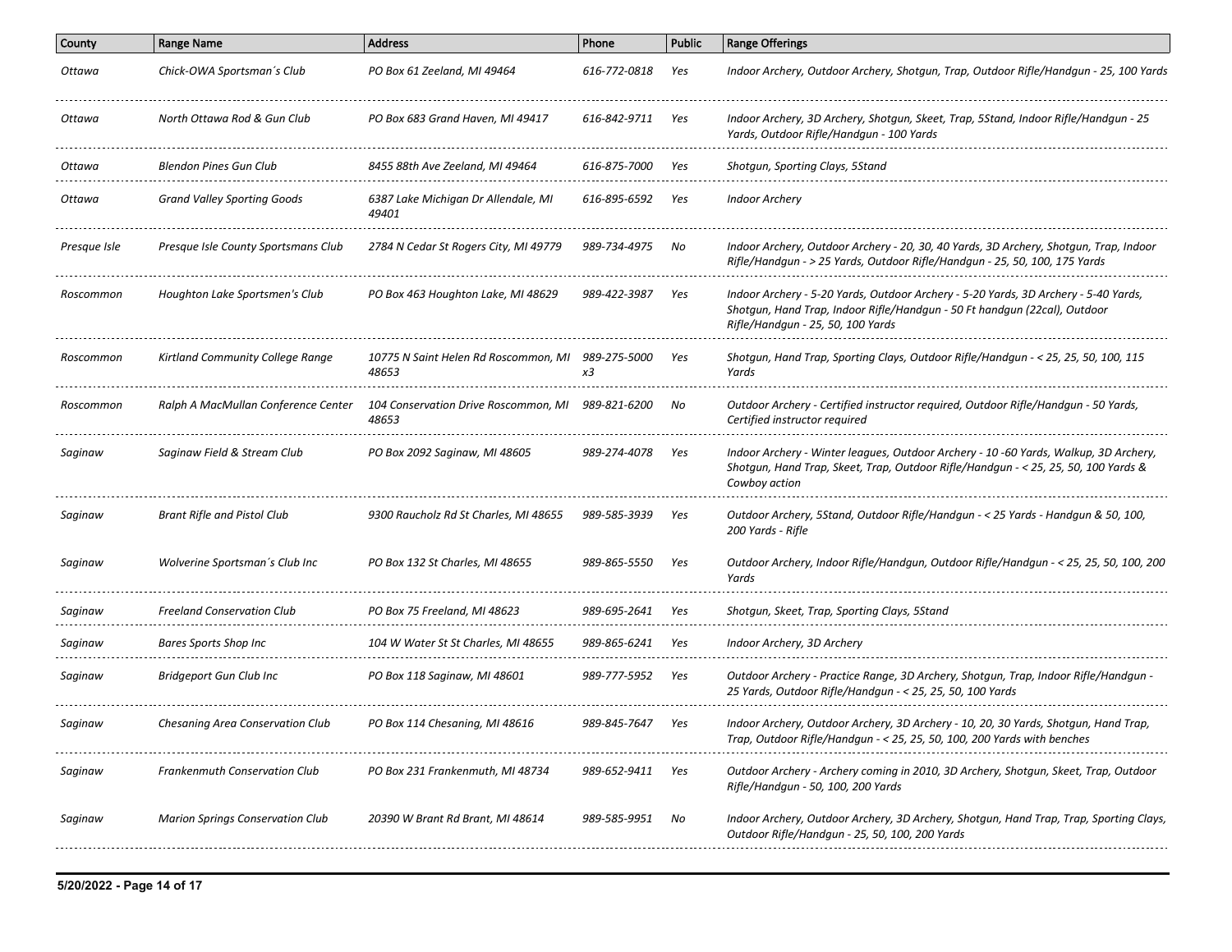| County | Range Name | Address | Phone | Public | Range Offerings |
|---|---|---|---|---|---|
| Ottawa | Chick-OWA Sportsman´s Club | PO Box 61 Zeeland, MI 49464 | 616-772-0818 | Yes | Indoor Archery, Outdoor Archery, Shotgun, Trap, Outdoor Rifle/Handgun - 25, 100 Yards |
| Ottawa | North Ottawa Rod & Gun Club | PO Box 683 Grand Haven, MI 49417 | 616-842-9711 | Yes | Indoor Archery, 3D Archery, Shotgun, Skeet, Trap, 5Stand, Indoor Rifle/Handgun - 25 Yards, Outdoor Rifle/Handgun - 100 Yards |
| Ottawa | Blendon Pines Gun Club | 8455 88th Ave Zeeland, MI 49464 | 616-875-7000 | Yes | Shotgun, Sporting Clays, 5Stand |
| Ottawa | Grand Valley Sporting Goods | 6387 Lake Michigan Dr Allendale, MI 49401 | 616-895-6592 | Yes | Indoor Archery |
| Presque Isle | Presque Isle County Sportsmans Club | 2784 N Cedar St Rogers City, MI 49779 | 989-734-4975 | No | Indoor Archery, Outdoor Archery - 20, 30, 40 Yards, 3D Archery, Shotgun, Trap, Indoor Rifle/Handgun - > 25 Yards, Outdoor Rifle/Handgun - 25, 50, 100, 175 Yards |
| Roscommon | Houghton Lake Sportsmen's Club | PO Box 463 Houghton Lake, MI 48629 | 989-422-3987 | Yes | Indoor Archery - 5-20 Yards, Outdoor Archery - 5-20 Yards, 3D Archery - 5-40 Yards, Shotgun, Hand Trap, Indoor Rifle/Handgun - 50 Ft handgun (22cal), Outdoor Rifle/Handgun - 25, 50, 100 Yards |
| Roscommon | Kirtland Community College Range | 10775 N Saint Helen Rd Roscommon, MI 48653 | 989-275-5000 x3 | Yes | Shotgun, Hand Trap, Sporting Clays, Outdoor Rifle/Handgun - < 25, 25, 50, 100, 115 Yards |
| Roscommon | Ralph A MacMullan Conference Center | 104 Conservation Drive Roscommon, MI 48653 | 989-821-6200 | No | Outdoor Archery - Certified instructor required, Outdoor Rifle/Handgun - 50 Yards, Certified instructor required |
| Saginaw | Saginaw Field & Stream Club | PO Box 2092 Saginaw, MI 48605 | 989-274-4078 | Yes | Indoor Archery - Winter leagues, Outdoor Archery - 10 -60 Yards, Walkup, 3D Archery, Shotgun, Hand Trap, Skeet, Trap, Outdoor Rifle/Handgun - < 25, 25, 50, 100 Yards & Cowboy action |
| Saginaw | Brant Rifle and Pistol Club | 9300 Raucholz Rd St Charles, MI 48655 | 989-585-3939 | Yes | Outdoor Archery, 5Stand, Outdoor Rifle/Handgun - < 25 Yards - Handgun & 50, 100, 200 Yards - Rifle |
| Saginaw | Wolverine Sportsman´s Club Inc | PO Box 132 St Charles, MI 48655 | 989-865-5550 | Yes | Outdoor Archery, Indoor Rifle/Handgun, Outdoor Rifle/Handgun - < 25, 25, 50, 100, 200 Yards |
| Saginaw | Freeland Conservation Club | PO Box 75 Freeland, MI 48623 | 989-695-2641 | Yes | Shotgun, Skeet, Trap, Sporting Clays, 5Stand |
| Saginaw | Bares Sports Shop Inc | 104 W Water St St Charles, MI 48655 | 989-865-6241 | Yes | Indoor Archery, 3D Archery |
| Saginaw | Bridgeport Gun Club Inc | PO Box 118 Saginaw, MI 48601 | 989-777-5952 | Yes | Outdoor Archery - Practice Range, 3D Archery, Shotgun, Trap, Indoor Rifle/Handgun - 25 Yards, Outdoor Rifle/Handgun - < 25, 25, 50, 100 Yards |
| Saginaw | Chesaning Area Conservation Club | PO Box 114 Chesaning, MI 48616 | 989-845-7647 | Yes | Indoor Archery, Outdoor Archery, 3D Archery - 10, 20, 30 Yards, Shotgun, Hand Trap, Trap, Outdoor Rifle/Handgun - < 25, 25, 50, 100, 200 Yards with benches |
| Saginaw | Frankenmuth Conservation Club | PO Box 231 Frankenmuth, MI 48734 | 989-652-9411 | Yes | Outdoor Archery - Archery coming in 2010, 3D Archery, Shotgun, Skeet, Trap, Outdoor Rifle/Handgun - 50, 100, 200 Yards |
| Saginaw | Marion Springs Conservation Club | 20390 W Brant Rd Brant, MI 48614 | 989-585-9951 | No | Indoor Archery, Outdoor Archery, 3D Archery, Shotgun, Hand Trap, Trap, Sporting Clays, Outdoor Rifle/Handgun - 25, 50, 100, 200 Yards |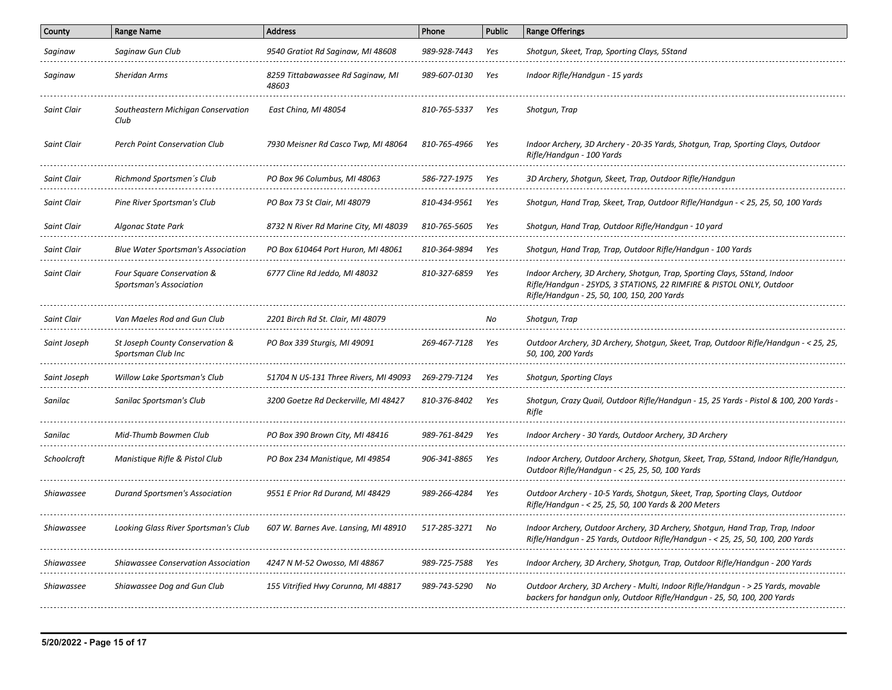| County | Range Name | Address | Phone | Public | Range Offerings |
| --- | --- | --- | --- | --- | --- |
| Saginaw | Saginaw Gun Club | 9540 Gratiot Rd Saginaw, MI 48608 | 989-928-7443 | Yes | Shotgun, Skeet, Trap, Sporting Clays, 5Stand |
| Saginaw | Sheridan Arms | 8259 Tittabawassee Rd Saginaw, MI 48603 | 989-607-0130 | Yes | Indoor Rifle/Handgun - 15 yards |
| Saint Clair | Southeastern Michigan Conservation Club | East China, MI 48054 | 810-765-5337 | Yes | Shotgun, Trap |
| Saint Clair | Perch Point Conservation Club | 7930 Meisner Rd Casco Twp, MI 48064 | 810-765-4966 | Yes | Indoor Archery, 3D Archery - 20-35 Yards, Shotgun, Trap, Sporting Clays, Outdoor Rifle/Handgun - 100 Yards |
| Saint Clair | Richmond Sportsmen´s Club | PO Box 96 Columbus, MI 48063 | 586-727-1975 | Yes | 3D Archery, Shotgun, Skeet, Trap, Outdoor Rifle/Handgun |
| Saint Clair | Pine River Sportsman's Club | PO Box 73 St Clair, MI 48079 | 810-434-9561 | Yes | Shotgun, Hand Trap, Skeet, Trap, Outdoor Rifle/Handgun - < 25, 25, 50, 100 Yards |
| Saint Clair | Algonac State Park | 8732 N River Rd Marine City, MI 48039 | 810-765-5605 | Yes | Shotgun, Hand Trap, Outdoor Rifle/Handgun - 10 yard |
| Saint Clair | Blue Water Sportsman's Association | PO Box 610464 Port Huron, MI 48061 | 810-364-9894 | Yes | Shotgun, Hand Trap, Trap, Outdoor Rifle/Handgun - 100 Yards |
| Saint Clair | Four Square Conservation & Sportsman's Association | 6777 Cline Rd Jeddo, MI 48032 | 810-327-6859 | Yes | Indoor Archery, 3D Archery, Shotgun, Trap, Sporting Clays, 5Stand, Indoor Rifle/Handgun - 25YDS, 3 STATIONS, 22 RIMFIRE & PISTOL ONLY, Outdoor Rifle/Handgun - 25, 50, 100, 150, 200 Yards |
| Saint Clair | Van Maeles Rod and Gun Club | 2201 Birch Rd St. Clair, MI 48079 | | No | Shotgun, Trap |
| Saint Joseph | St Joseph County Conservation & Sportsman Club Inc | PO Box 339 Sturgis, MI 49091 | 269-467-7128 | Yes | Outdoor Archery, 3D Archery, Shotgun, Skeet, Trap, Outdoor Rifle/Handgun - < 25, 25, 50, 100, 200 Yards |
| Saint Joseph | Willow Lake Sportsman's Club | 51704 N US-131 Three Rivers, MI 49093 | 269-279-7124 | Yes | Shotgun, Sporting Clays |
| Sanilac | Sanilac Sportsman's Club | 3200 Goetze Rd Deckerville, MI 48427 | 810-376-8402 | Yes | Shotgun, Crazy Quail, Outdoor Rifle/Handgun - 15, 25 Yards - Pistol & 100, 200 Yards - Rifle |
| Sanilac | Mid-Thumb Bowmen Club | PO Box 390 Brown City, MI 48416 | 989-761-8429 | Yes | Indoor Archery - 30 Yards, Outdoor Archery, 3D Archery |
| Schoolcraft | Manistique Rifle & Pistol Club | PO Box 234 Manistique, MI 49854 | 906-341-8865 | Yes | Indoor Archery, Outdoor Archery, Shotgun, Skeet, Trap, 5Stand, Indoor Rifle/Handgun, Outdoor Rifle/Handgun - < 25, 25, 50, 100 Yards |
| Shiawassee | Durand Sportsmen's Association | 9551 E Prior Rd Durand, MI 48429 | 989-266-4284 | Yes | Outdoor Archery - 10-5 Yards, Shotgun, Skeet, Trap, Sporting Clays, Outdoor Rifle/Handgun - < 25, 25, 50, 100 Yards & 200 Meters |
| Shiawassee | Looking Glass River Sportsman's Club | 607 W. Barnes Ave. Lansing, MI 48910 | 517-285-3271 | No | Indoor Archery, Outdoor Archery, 3D Archery, Shotgun, Hand Trap, Trap, Indoor Rifle/Handgun - 25 Yards, Outdoor Rifle/Handgun - < 25, 25, 50, 100, 200 Yards |
| Shiawassee | Shiawassee Conservation Association | 4247 N M-52 Owosso, MI 48867 | 989-725-7588 | Yes | Indoor Archery, 3D Archery, Shotgun, Trap, Outdoor Rifle/Handgun - 200 Yards |
| Shiawassee | Shiawassee Dog and Gun Club | 155 Vitrified Hwy Corunna, MI 48817 | 989-743-5290 | No | Outdoor Archery, 3D Archery - Multi, Indoor Rifle/Handgun - > 25 Yards, movable backers for handgun only, Outdoor Rifle/Handgun - 25, 50, 100, 200 Yards |

5/20/2022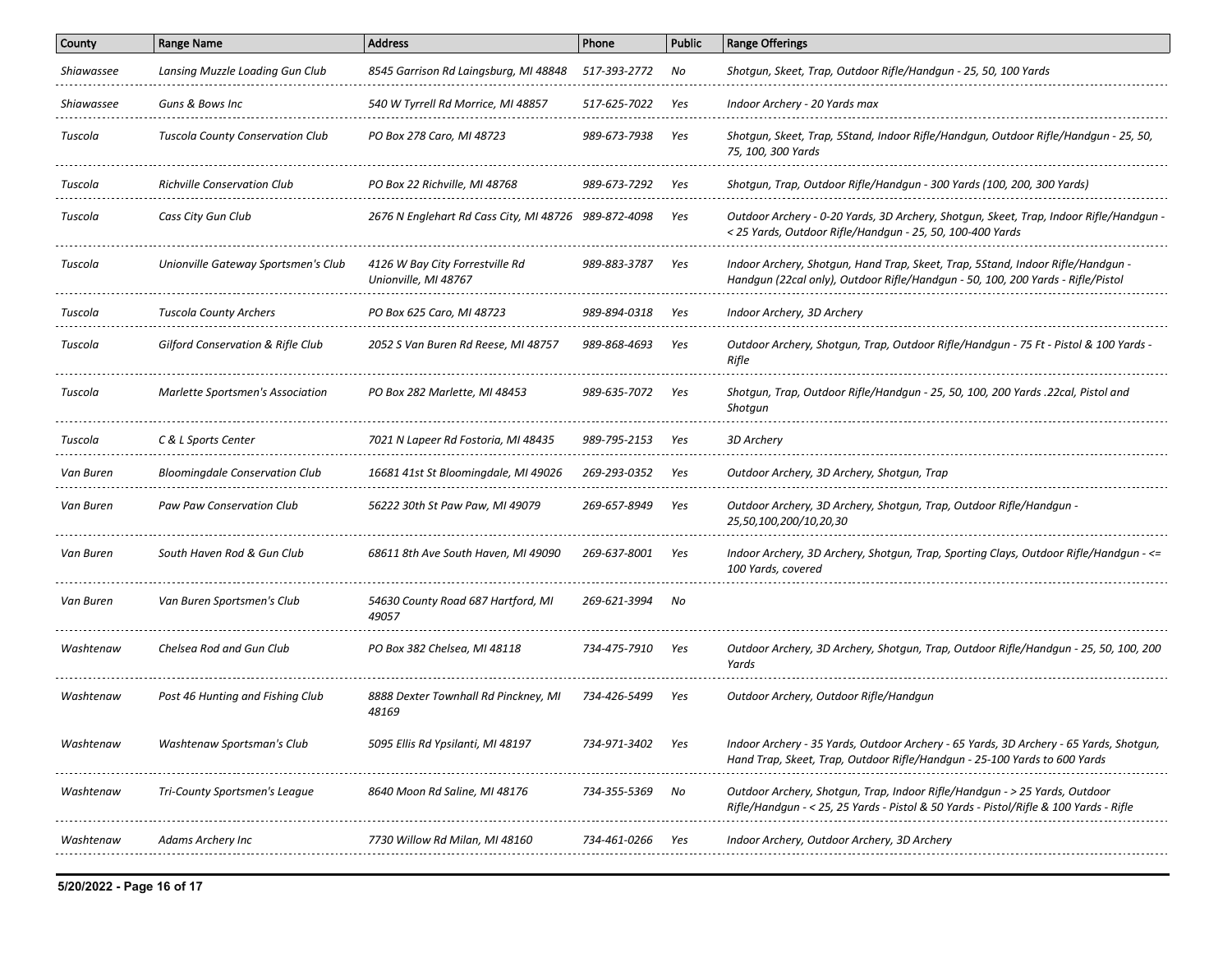| County | Range Name | Address | Phone | Public | Range Offerings |
|---|---|---|---|---|---|
| Shiawassee | Lansing Muzzle Loading Gun Club | 8545 Garrison Rd Laingsburg, MI 48848 | 517-393-2772 | No | Shotgun, Skeet, Trap, Outdoor Rifle/Handgun - 25, 50, 100 Yards |
| Shiawassee | Guns & Bows Inc | 540 W Tyrrell Rd Morrice, MI 48857 | 517-625-7022 | Yes | Indoor Archery - 20 Yards max |
| Tuscola | Tuscola County Conservation Club | PO Box 278 Caro, MI 48723 | 989-673-7938 | Yes | Shotgun, Skeet, Trap, 5Stand, Indoor Rifle/Handgun, Outdoor Rifle/Handgun - 25, 50, 75, 100, 300 Yards |
| Tuscola | Richville Conservation Club | PO Box 22 Richville, MI 48768 | 989-673-7292 | Yes | Shotgun, Trap, Outdoor Rifle/Handgun - 300 Yards (100, 200, 300 Yards) |
| Tuscola | Cass City Gun Club | 2676 N Englehart Rd Cass City, MI 48726 | 989-872-4098 | Yes | Outdoor Archery - 0-20 Yards, 3D Archery, Shotgun, Skeet, Trap, Indoor Rifle/Handgun - < 25 Yards, Outdoor Rifle/Handgun - 25, 50, 100-400 Yards |
| Tuscola | Unionville Gateway Sportsmen's Club | 4126 W Bay City Forrestville Rd Unionville, MI 48767 | 989-883-3787 | Yes | Indoor Archery, Shotgun, Hand Trap, Skeet, Trap, 5Stand, Indoor Rifle/Handgun - Handgun (22cal only), Outdoor Rifle/Handgun - 50, 100, 200 Yards - Rifle/Pistol |
| Tuscola | Tuscola County Archers | PO Box 625 Caro, MI 48723 | 989-894-0318 | Yes | Indoor Archery, 3D Archery |
| Tuscola | Gilford Conservation & Rifle Club | 2052 S Van Buren Rd Reese, MI 48757 | 989-868-4693 | Yes | Outdoor Archery, Shotgun, Trap, Outdoor Rifle/Handgun - 75 Ft - Pistol & 100 Yards - Rifle |
| Tuscola | Marlette Sportsmen's Association | PO Box 282 Marlette, MI 48453 | 989-635-7072 | Yes | Shotgun, Trap, Outdoor Rifle/Handgun - 25, 50, 100, 200 Yards .22cal, Pistol and Shotgun |
| Tuscola | C & L Sports Center | 7021 N Lapeer Rd Fostoria, MI 48435 | 989-795-2153 | Yes | 3D Archery |
| Van Buren | Bloomingdale Conservation Club | 16681 41st St Bloomingdale, MI 49026 | 269-293-0352 | Yes | Outdoor Archery, 3D Archery, Shotgun, Trap |
| Van Buren | Paw Paw Conservation Club | 56222 30th St Paw Paw, MI 49079 | 269-657-8949 | Yes | Outdoor Archery, 3D Archery, Shotgun, Trap, Outdoor Rifle/Handgun - 25,50,100,200/10,20,30 |
| Van Buren | South Haven Rod & Gun Club | 68611 8th Ave South Haven, MI 49090 | 269-637-8001 | Yes | Indoor Archery, 3D Archery, Shotgun, Trap, Sporting Clays, Outdoor Rifle/Handgun - <= 100 Yards, covered |
| Van Buren | Van Buren Sportsmen's Club | 54630 County Road 687 Hartford, MI 49057 | 269-621-3994 | No | |
| Washtenaw | Chelsea Rod and Gun Club | PO Box 382 Chelsea, MI 48118 | 734-475-7910 | Yes | Outdoor Archery, 3D Archery, Shotgun, Trap, Outdoor Rifle/Handgun - 25, 50, 100, 200 Yards |
| Washtenaw | Post 46 Hunting and Fishing Club | 8888 Dexter Townhall Rd Pinckney, MI 48169 | 734-426-5499 | Yes | Outdoor Archery, Outdoor Rifle/Handgun |
| Washtenaw | Washtenaw Sportsman's Club | 5095 Ellis Rd Ypsilanti, MI 48197 | 734-971-3402 | Yes | Indoor Archery - 35 Yards, Outdoor Archery - 65 Yards, 3D Archery - 65 Yards, Shotgun, Hand Trap, Skeet, Trap, Outdoor Rifle/Handgun - 25-100 Yards to 600 Yards |
| Washtenaw | Tri-County Sportsmen's League | 8640 Moon Rd Saline, MI 48176 | 734-355-5369 | No | Outdoor Archery, Shotgun, Trap, Indoor Rifle/Handgun - > 25 Yards, Outdoor Rifle/Handgun - < 25, 25 Yards - Pistol & 50 Yards - Pistol/Rifle & 100 Yards - Rifle |
| Washtenaw | Adams Archery Inc | 7730 Willow Rd Milan, MI 48160 | 734-461-0266 | Yes | Indoor Archery, Outdoor Archery, 3D Archery |

5/20/2022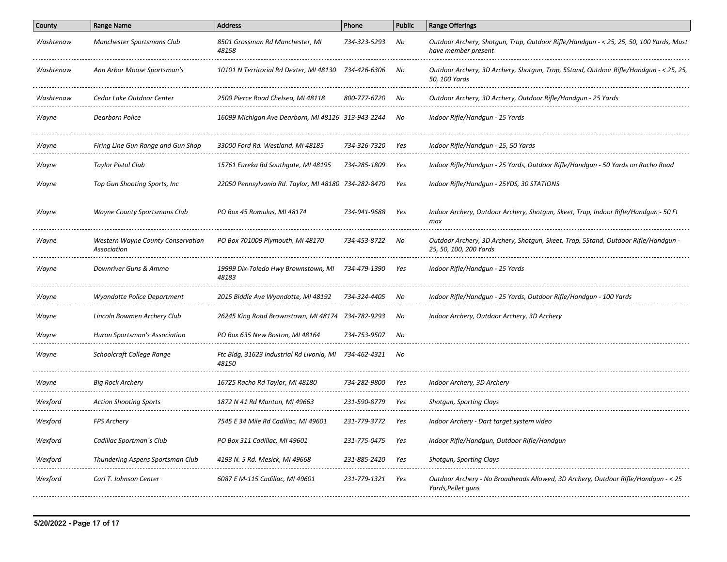| County | Range Name | Address | Phone | Public | Range Offerings |
| --- | --- | --- | --- | --- | --- |
| Washtenaw | Manchester Sportsmans Club | 8501 Grossman Rd Manchester, MI 48158 | 734-323-5293 | No | Outdoor Archery, Shotgun, Trap, Outdoor Rifle/Handgun - < 25, 25, 50, 100 Yards, Must have member present |
| Washtenaw | Ann Arbor Moose Sportsman's | 10101 N Territorial Rd Dexter, MI 48130 | 734-426-6306 | No | Outdoor Archery, 3D Archery, Shotgun, Trap, 5Stand, Outdoor Rifle/Handgun - < 25, 25, 50, 100 Yards |
| Washtenaw | Cedar Lake Outdoor Center | 2500 Pierce Road Chelsea, MI 48118 | 800-777-6720 | No | Outdoor Archery, 3D Archery, Outdoor Rifle/Handgun - 25 Yards |
| Wayne | Dearborn Police | 16099 Michigan Ave Dearborn, MI 48126 | 313-943-2244 | No | Indoor Rifle/Handgun - 25 Yards |
| Wayne | Firing Line Gun Range and Gun Shop | 33000 Ford Rd. Westland, MI 48185 | 734-326-7320 | Yes | Indoor Rifle/Handgun - 25, 50 Yards |
| Wayne | Taylor Pistol Club | 15761 Eureka Rd Southgate, MI 48195 | 734-285-1809 | Yes | Indoor Rifle/Handgun - 25 Yards, Outdoor Rifle/Handgun - 50 Yards on Racho Road |
| Wayne | Top Gun Shooting Sports, Inc | 22050 Pennsylvania Rd. Taylor, MI 48180 | 734-282-8470 | Yes | Indoor Rifle/Handgun - 25YDS, 30 STATIONS |
| Wayne | Wayne County Sportsmans Club | PO Box 45 Romulus, MI 48174 | 734-941-9688 | Yes | Indoor Archery, Outdoor Archery, Shotgun, Skeet, Trap, Indoor Rifle/Handgun - 50 Ft max |
| Wayne | Western Wayne County Conservation Association | PO Box 701009 Plymouth, MI 48170 | 734-453-8722 | No | Outdoor Archery, 3D Archery, Shotgun, Skeet, Trap, 5Stand, Outdoor Rifle/Handgun - 25, 50, 100, 200 Yards |
| Wayne | Downriver Guns & Ammo | 19999 Dix-Toledo Hwy Brownstown, MI 48183 | 734-479-1390 | Yes | Indoor Rifle/Handgun - 25 Yards |
| Wayne | Wyandotte Police Department | 2015 Biddle Ave Wyandotte, MI 48192 | 734-324-4405 | No | Indoor Rifle/Handgun - 25 Yards, Outdoor Rifle/Handgun - 100 Yards |
| Wayne | Lincoln Bowmen Archery Club | 26245 King Road Brownstown, MI 48174 | 734-782-9293 | No | Indoor Archery, Outdoor Archery, 3D Archery |
| Wayne | Huron Sportsman's Association | PO Box 635 New Boston, MI 48164 | 734-753-9507 | No | |
| Wayne | Schoolcraft College Range | Ftc Bldg, 31623 Industrial Rd Livonia, MI 48150 | 734-462-4321 | No | |
| Wayne | Big Rock Archery | 16725 Racho Rd Taylor, MI 48180 | 734-282-9800 | Yes | Indoor Archery, 3D Archery |
| Wexford | Action Shooting Sports | 1872 N 41 Rd Manton, MI 49663 | 231-590-8779 | Yes | Shotgun, Sporting Clays |
| Wexford | FPS Archery | 7545 E 34 Mile Rd Cadillac, MI 49601 | 231-779-3772 | Yes | Indoor Archery - Dart target system video |
| Wexford | Cadillac Sportman´s Club | PO Box 311 Cadillac, MI 49601 | 231-775-0475 | Yes | Indoor Rifle/Handgun, Outdoor Rifle/Handgun |
| Wexford | Thundering Aspens Sportsman Club | 4193 N. 5 Rd. Mesick, MI 49668 | 231-885-2420 | Yes | Shotgun, Sporting Clays |
| Wexford | Carl T. Johnson Center | 6087 E M-115 Cadillac, MI 49601 | 231-779-1321 | Yes | Outdoor Archery - No Broadheads Allowed, 3D Archery, Outdoor Rifle/Handgun - < 25 Yards,Pellet guns |

5/20/2022